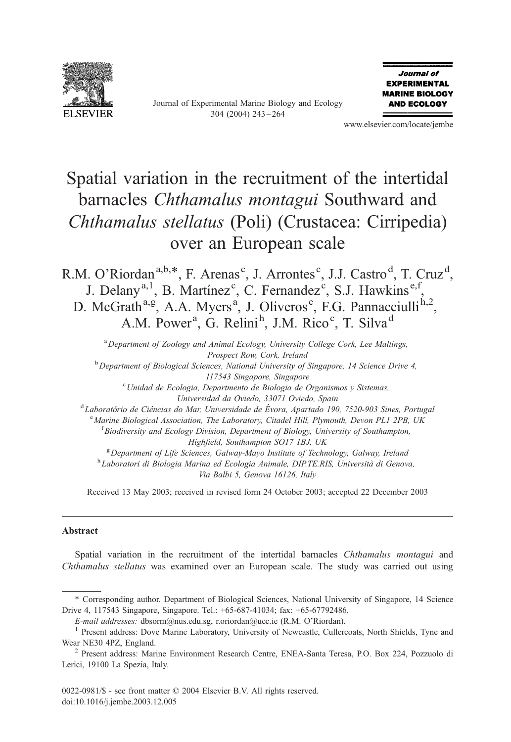# Spatial variation in the recruitment of the intertidal barnacles *Chthamalus montagui* Southward and *Chthamalus stellatus* (Poli) (Crustacea: Cirripedia) over an European scale

R.M. O'Riordan[a,b,*], F. Arenas[c], J. Arrontes[c], J.J. Castro[d], T. Cruz[d], J. Delany[a,1], B. Martínez[c], C. Fernandez[c], S.J. Hawkins[e,f], D. McGrath[a,g], A.A. Myers[a], J. Oliveros[c], F.G. Pannacciulli[h,2], A.M. Power[a], G. Relini[h], J.M. Rico[c], T. Silva[d]

[a] Department of Zoology and Animal Ecology, University College Cork, Lee Maltings, Prospect Row, Cork, Ireland

[b] Department of Biological Sciences, National University of Singapore, 14 Science Drive 4, 117543 Singapore, Singapore

[c] Unidad de Ecologia, Departmento de Biologia de Organismos y Sistemas, Universidad da Oviedo, 33071 Oviedo, Spain

[d] Laboratório de Ciências do Mar, Universidade de Évora, Apartado 190, 7520-903 Sines, Portugal

[e] Marine Biological Association, The Laboratory, Citadel Hill, Plymouth, Devon PL1 2PB, UK

[f] Biodiversity and Ecology Division, Department of Biology, University of Southampton, Highfield, Southampton SO17 1BJ, UK

[g] Department of Life Sciences, Galway-Mayo Institute of Technology, Galway, Ireland

[h] Laboratori di Biologia Marina ed Ecologia Animale, DIP.TE.RIS, Università di Genova, Via Balbi 5, Genova 16126, Italy

Received 13 May 2003; received in revised form 24 October 2003; accepted 22 December 2003

## Abstract

Spatial variation in the recruitment of the intertidal barnacles *Chthamalus montagui* and *Chthamalus stellatus* was examined over an European scale. The study was carried out using

---

* Corresponding author. Department of Biological Sciences, National University of Singapore, 14 Science Drive 4, 117543 Singapore, Singapore. Tel.: +65-687-41034; fax: +65-67792486.

*E-mail addresses:* dbsorm@nus.edu.sg, r.oriordan@ucc.ie (R.M. O'Riordan).

[1] Present address: Dove Marine Laboratory, University of Newcastle, Cullercoats, North Shields, Tyne and Wear NE30 4PZ, England.

[2] Present address: Marine Environment Research Centre, ENEA-Santa Teresa, P.O. Box 224, Pozzuolo di Lerici, 19100 La Spezia, Italy.

0022-0981/$ - see front matter © 2004 Elsevier B.V. All rights reserved.
doi:10.1016/j.jembe.2003.12.005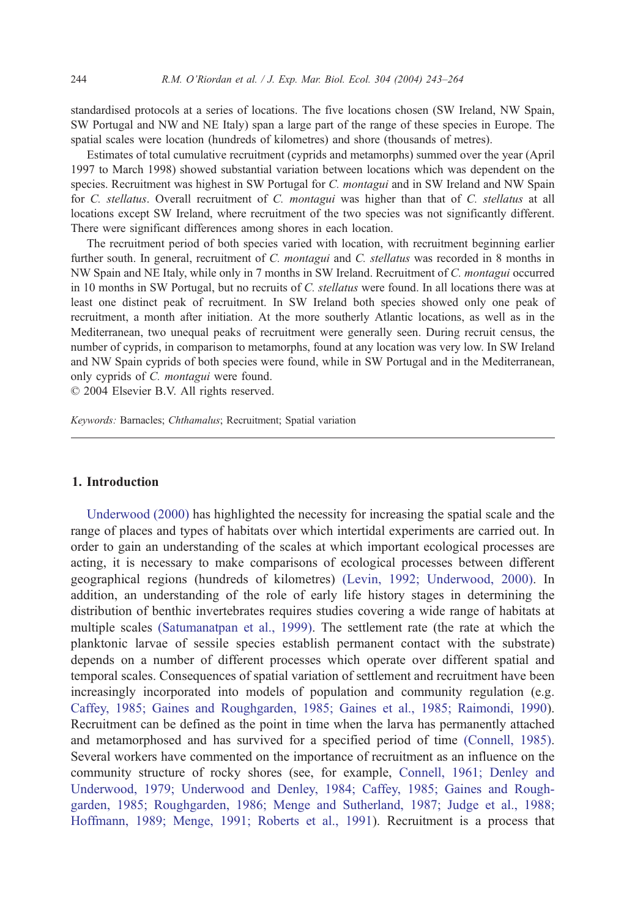standardised protocols at a series of locations. The five locations chosen (SW Ireland, NW Spain, SW Portugal and NW and NE Italy) span a large part of the range of these species in Europe. The spatial scales were location (hundreds of kilometres) and shore (thousands of metres).

Estimates of total cumulative recruitment (cyprids and metamorphs) summed over the year (April 1997 to March 1998) showed substantial variation between locations which was dependent on the species. Recruitment was highest in SW Portugal for *C. montagui* and in SW Ireland and NW Spain for *C. stellatus*. Overall recruitment of *C. montagui* was higher than that of *C. stellatus* at all locations except SW Ireland, where recruitment of the two species was not significantly different. There were significant differences among shores in each location.

The recruitment period of both species varied with location, with recruitment beginning earlier further south. In general, recruitment of *C. montagui* and *C. stellatus* was recorded in 8 months in NW Spain and NE Italy, while only in 7 months in SW Ireland. Recruitment of *C. montagui* occurred in 10 months in SW Portugal, but no recruits of *C. stellatus* were found. In all locations there was at least one distinct peak of recruitment. In SW Ireland both species showed only one peak of recruitment, a month after initiation. At the more southerly Atlantic locations, as well as in the Mediterranean, two unequal peaks of recruitment were generally seen. During recruit census, the number of cyprids, in comparison to metamorphs, found at any location was very low. In SW Ireland and NW Spain cyprids of both species were found, while in SW Portugal and in the Mediterranean, only cyprids of *C. montagui* were found.

© 2004 Elsevier B.V. All rights reserved.

*Keywords:* Barnacles; *Chthamalus*; Recruitment; Spatial variation

## 1. Introduction

Underwood (2000) has highlighted the necessity for increasing the spatial scale and the range of places and types of habitats over which intertidal experiments are carried out. In order to gain an understanding of the scales at which important ecological processes are acting, it is necessary to make comparisons of ecological processes between different geographical regions (hundreds of kilometres) (Levin, 1992; Underwood, 2000). In addition, an understanding of the role of early life history stages in determining the distribution of benthic invertebrates requires studies covering a wide range of habitats at multiple scales (Satumanatpan et al., 1999). The settlement rate (the rate at which the planktonic larvae of sessile species establish permanent contact with the substrate) depends on a number of different processes which operate over different spatial and temporal scales. Consequences of spatial variation of settlement and recruitment have been increasingly incorporated into models of population and community regulation (e.g. Caffey, 1985; Gaines and Roughgarden, 1985; Gaines et al., 1985; Raimondi, 1990). Recruitment can be defined as the point in time when the larva has permanently attached and metamorphosed and has survived for a specified period of time (Connell, 1985). Several workers have commented on the importance of recruitment as an influence on the community structure of rocky shores (see, for example, Connell, 1961; Denley and Underwood, 1979; Underwood and Denley, 1984; Caffey, 1985; Gaines and Roughgarden, 1985; Roughgarden, 1986; Menge and Sutherland, 1987; Judge et al., 1988; Hoffmann, 1989; Menge, 1991; Roberts et al., 1991). Recruitment is a process that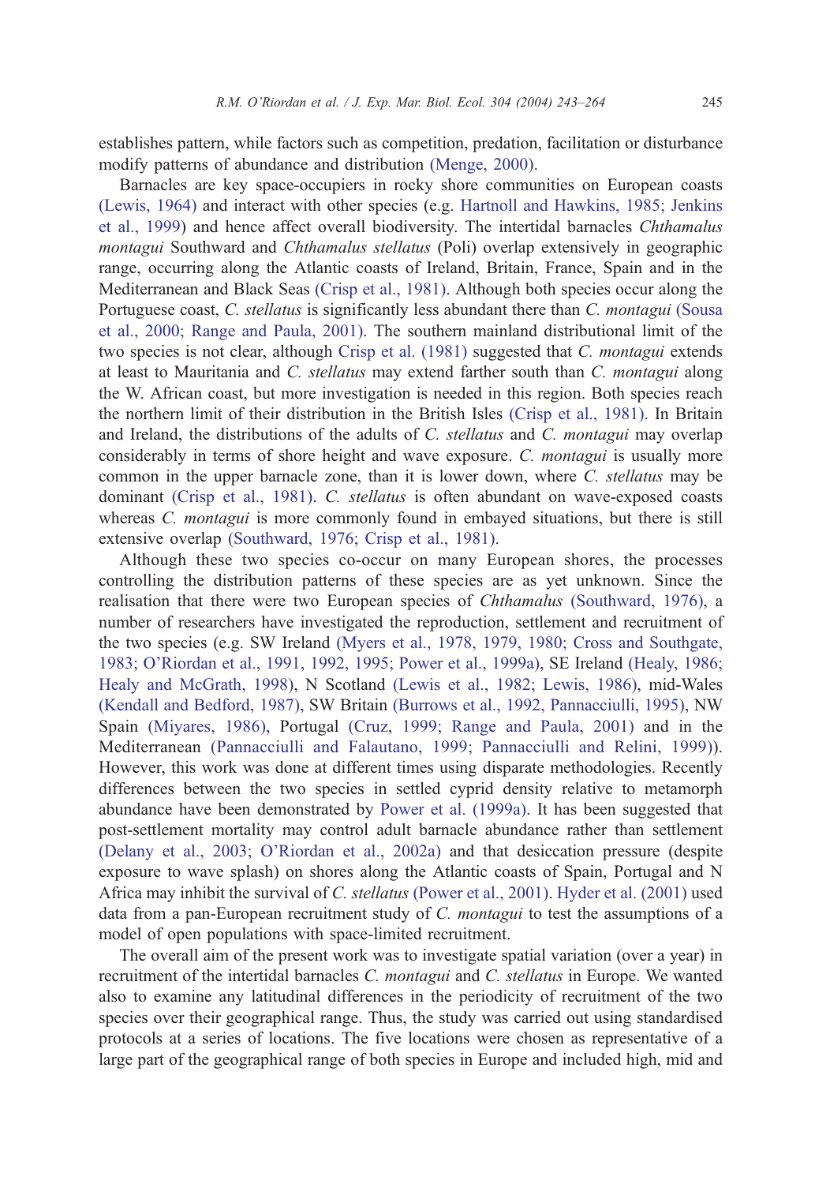establishes pattern, while factors such as competition, predation, facilitation or disturbance modify patterns of abundance and distribution (Menge, 2000).

Barnacles are key space-occupiers in rocky shore communities on European coasts (Lewis, 1964) and interact with other species (e.g. Hartnoll and Hawkins, 1985; Jenkins et al., 1999) and hence affect overall biodiversity. The intertidal barnacles *Chthamalus montagui* Southward and *Chthamalus stellatus* (Poli) overlap extensively in geographic range, occurring along the Atlantic coasts of Ireland, Britain, France, Spain and in the Mediterranean and Black Seas (Crisp et al., 1981). Although both species occur along the Portuguese coast, *C. stellatus* is significantly less abundant there than *C. montagui* (Sousa et al., 2000; Range and Paula, 2001). The southern mainland distributional limit of the two species is not clear, although Crisp et al. (1981) suggested that *C. montagui* extends at least to Mauritania and *C. stellatus* may extend farther south than *C. montagui* along the W. African coast, but more investigation is needed in this region. Both species reach the northern limit of their distribution in the British Isles (Crisp et al., 1981). In Britain and Ireland, the distributions of the adults of *C. stellatus* and *C. montagui* may overlap considerably in terms of shore height and wave exposure. *C. montagui* is usually more common in the upper barnacle zone, than it is lower down, where *C. stellatus* may be dominant (Crisp et al., 1981). *C. stellatus* is often abundant on wave-exposed coasts whereas *C. montagui* is more commonly found in embayed situations, but there is still extensive overlap (Southward, 1976; Crisp et al., 1981).

Although these two species co-occur on many European shores, the processes controlling the distribution patterns of these species are as yet unknown. Since the realisation that there were two European species of *Chthamalus* (Southward, 1976), a number of researchers have investigated the reproduction, settlement and recruitment of the two species (e.g. SW Ireland (Myers et al., 1978, 1979, 1980; Cross and Southgate, 1983; O'Riordan et al., 1991, 1992, 1995; Power et al., 1999a), SE Ireland (Healy, 1986; Healy and McGrath, 1998), N Scotland (Lewis et al., 1982; Lewis, 1986), mid-Wales (Kendall and Bedford, 1987), SW Britain (Burrows et al., 1992, Pannacciulli, 1995), NW Spain (Miyares, 1986), Portugal (Cruz, 1999; Range and Paula, 2001) and in the Mediterranean (Pannacciulli and Falautano, 1999; Pannacciulli and Relini, 1999)). However, this work was done at different times using disparate methodologies. Recently differences between the two species in settled cyprid density relative to metamorph abundance have been demonstrated by Power et al. (1999a). It has been suggested that post-settlement mortality may control adult barnacle abundance rather than settlement (Delany et al., 2003; O'Riordan et al., 2002a) and that desiccation pressure (despite exposure to wave splash) on shores along the Atlantic coasts of Spain, Portugal and N Africa may inhibit the survival of *C. stellatus* (Power et al., 2001). Hyder et al. (2001) used data from a pan-European recruitment study of *C. montagui* to test the assumptions of a model of open populations with space-limited recruitment.

The overall aim of the present work was to investigate spatial variation (over a year) in recruitment of the intertidal barnacles *C. montagui* and *C. stellatus* in Europe. We wanted also to examine any latitudinal differences in the periodicity of recruitment of the two species over their geographical range. Thus, the study was carried out using standardised protocols at a series of locations. The five locations were chosen as representative of a large part of the geographical range of both species in Europe and included high, mid and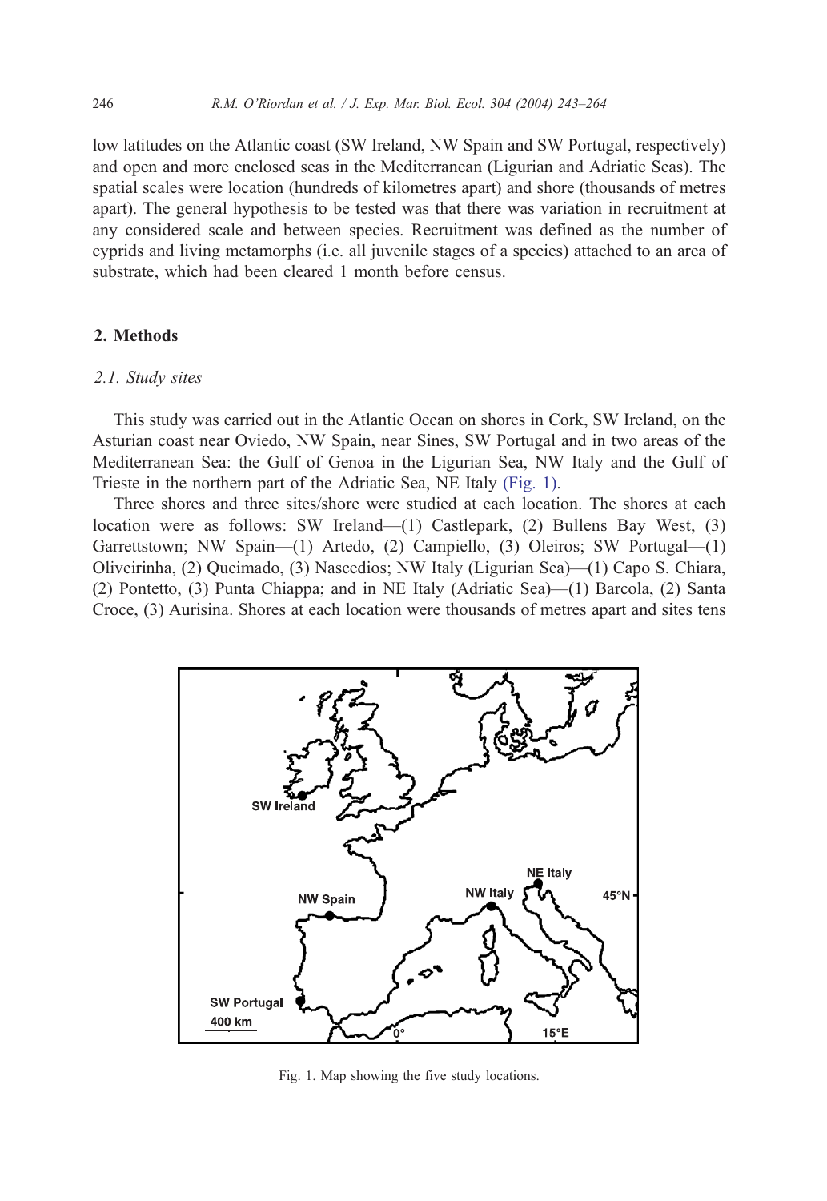low latitudes on the Atlantic coast (SW Ireland, NW Spain and SW Portugal, respectively) and open and more enclosed seas in the Mediterranean (Ligurian and Adriatic Seas). The spatial scales were location (hundreds of kilometres apart) and shore (thousands of metres apart). The general hypothesis to be tested was that there was variation in recruitment at any considered scale and between species. Recruitment was defined as the number of cyprids and living metamorphs (i.e. all juvenile stages of a species) attached to an area of substrate, which had been cleared 1 month before census.

## 2. Methods

### 2.1. Study sites

This study was carried out in the Atlantic Ocean on shores in Cork, SW Ireland, on the Asturian coast near Oviedo, NW Spain, near Sines, SW Portugal and in two areas of the Mediterranean Sea: the Gulf of Genoa in the Ligurian Sea, NW Italy and the Gulf of Trieste in the northern part of the Adriatic Sea, NE Italy (Fig. 1).

Three shores and three sites/shore were studied at each location. The shores at each location were as follows: SW Ireland—(1) Castlepark, (2) Bullens Bay West, (3) Garrettstown; NW Spain—(1) Artedo, (2) Campiello, (3) Oleiros; SW Portugal—(1) Oliveirinha, (2) Queimado, (3) Nascedios; NW Italy (Ligurian Sea)—(1) Capo S. Chiara, (2) Pontetto, (3) Punta Chiappa; and in NE Italy (Adriatic Sea)—(1) Barcola, (2) Santa Croce, (3) Aurisina. Shores at each location were thousands of metres apart and sites tens

Fig. 1. Map showing the five study locations.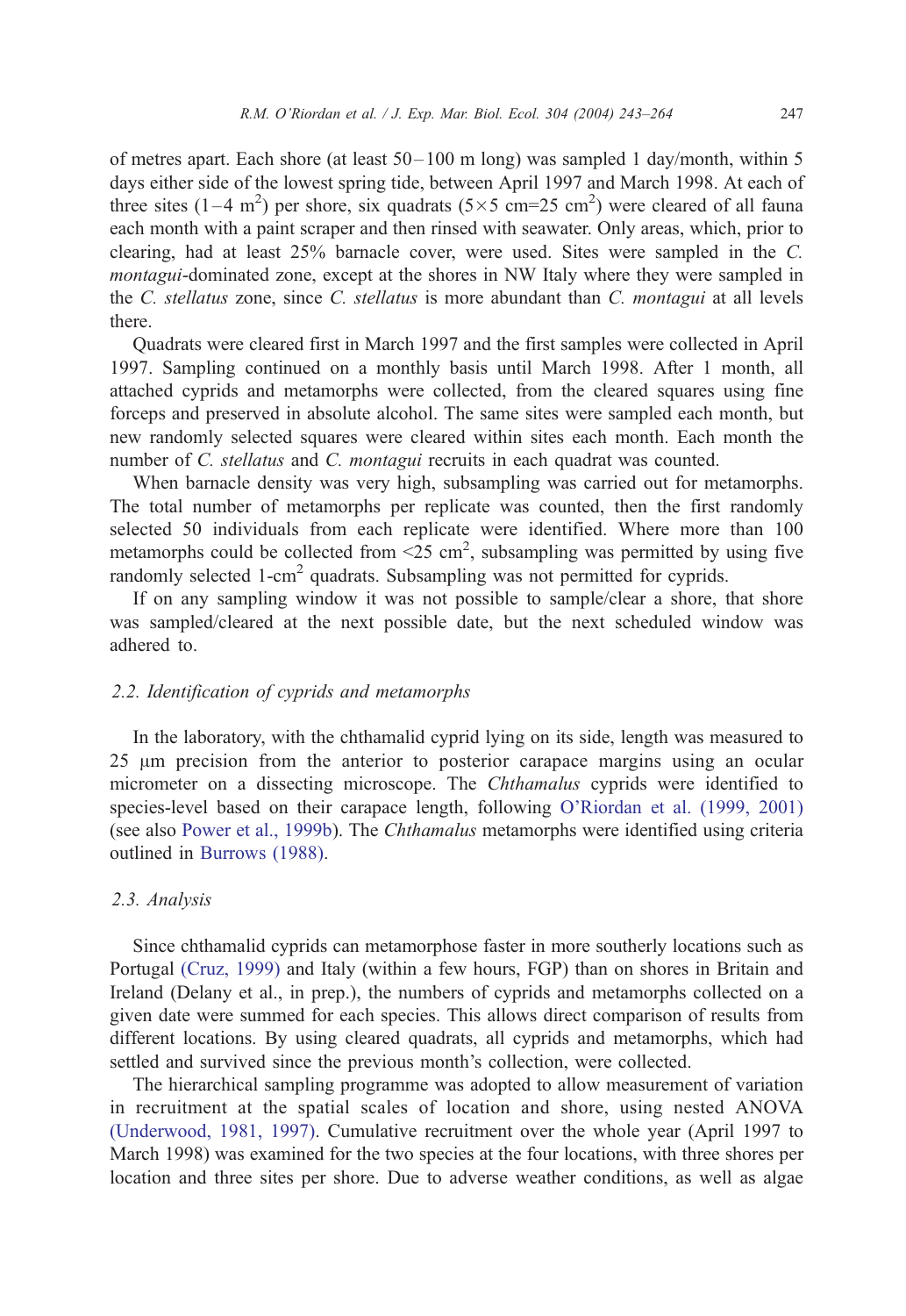of metres apart. Each shore (at least 50–100 m long) was sampled 1 day/month, within 5 days either side of the lowest spring tide, between April 1997 and March 1998. At each of three sites (1–4 $m^2$) per shore, six quadrats ($5 \times 5$ cm=25 $cm^2$) were cleared of all fauna each month with a paint scraper and then rinsed with seawater. Only areas, which, prior to clearing, had at least 25% barnacle cover, were used. Sites were sampled in the *C. montagui*-dominated zone, except at the shores in NW Italy where they were sampled in the *C. stellatus* zone, since *C. stellatus* is more abundant than *C. montagui* at all levels there.

Quadrats were cleared first in March 1997 and the first samples were collected in April 1997. Sampling continued on a monthly basis until March 1998. After 1 month, all attached cyprids and metamorphs were collected, from the cleared squares using fine forceps and preserved in absolute alcohol. The same sites were sampled each month, but new randomly selected squares were cleared within sites each month. Each month the number of *C. stellatus* and *C. montagui* recruits in each quadrat was counted.

When barnacle density was very high, subsampling was carried out for metamorphs. The total number of metamorphs per replicate was counted, then the first randomly selected 50 individuals from each replicate were identified. Where more than 100 metamorphs could be collected from <25 $cm^2$, subsampling was permitted by using five randomly selected 1-$cm^2$ quadrats. Subsampling was not permitted for cyprids.

If on any sampling window it was not possible to sample/clear a shore, that shore was sampled/cleared at the next possible date, but the next scheduled window was adhered to.

### 2.2. Identification of cyprids and metamorphs

In the laboratory, with the chthamalid cyprid lying on its side, length was measured to 25 μm precision from the anterior to posterior carapace margins using an ocular micrometer on a dissecting microscope. The *Chthamalus* cyprids were identified to species-level based on their carapace length, following O'Riordan et al. (1999, 2001) (see also Power et al., 1999b). The *Chthamalus* metamorphs were identified using criteria outlined in Burrows (1988).

### 2.3. Analysis

Since chthamalid cyprids can metamorphose faster in more southerly locations such as Portugal (Cruz, 1999) and Italy (within a few hours, FGP) than on shores in Britain and Ireland (Delany et al., in prep.), the numbers of cyprids and metamorphs collected on a given date were summed for each species. This allows direct comparison of results from different locations. By using cleared quadrats, all cyprids and metamorphs, which had settled and survived since the previous month's collection, were collected.

The hierarchical sampling programme was adopted to allow measurement of variation in recruitment at the spatial scales of location and shore, using nested ANOVA (Underwood, 1981, 1997). Cumulative recruitment over the whole year (April 1997 to March 1998) was examined for the two species at the four locations, with three shores per location and three sites per shore. Due to adverse weather conditions, as well as algae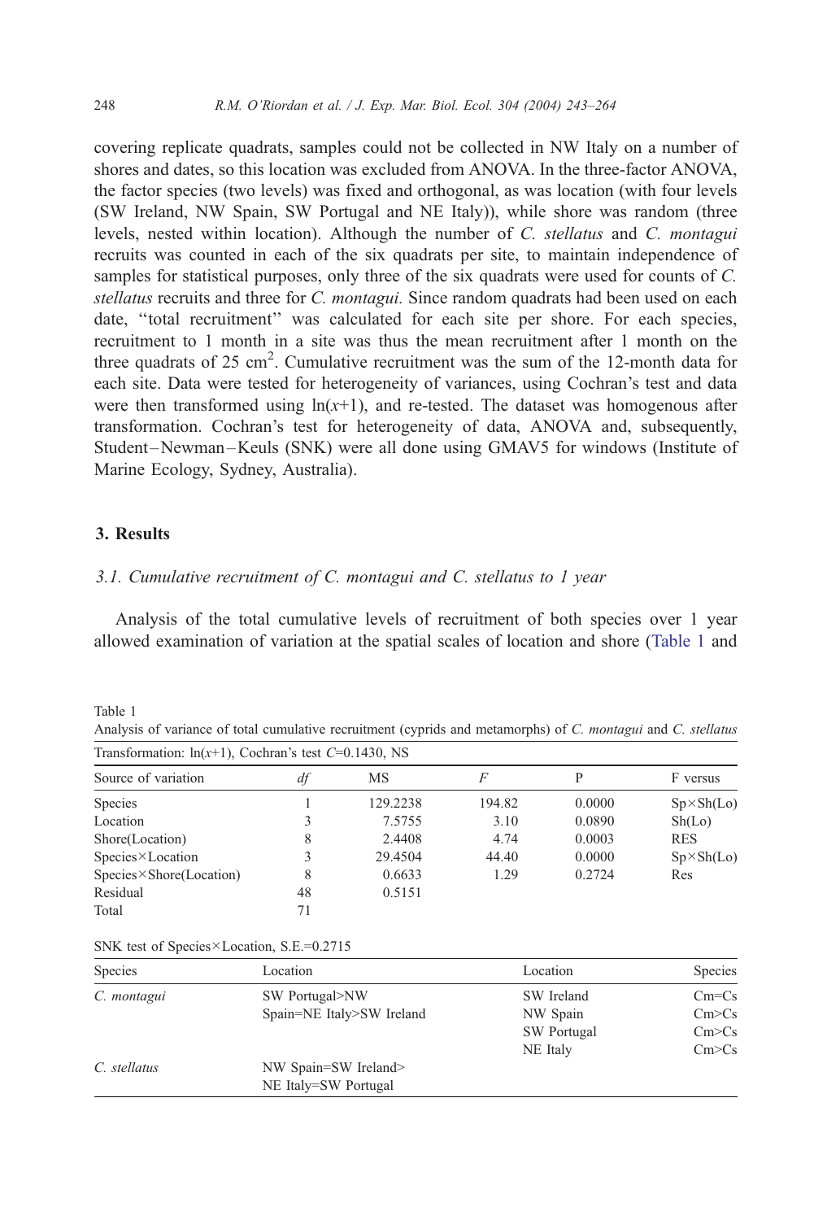covering replicate quadrats, samples could not be collected in NW Italy on a number of shores and dates, so this location was excluded from ANOVA. In the three-factor ANOVA, the factor species (two levels) was fixed and orthogonal, as was location (with four levels (SW Ireland, NW Spain, SW Portugal and NE Italy)), while shore was random (three levels, nested within location). Although the number of *C. stellatus* and *C. montagui* recruits was counted in each of the six quadrats per site, to maintain independence of samples for statistical purposes, only three of the six quadrats were used for counts of *C. stellatus* recruits and three for *C. montagui.* Since random quadrats had been used on each date, ''total recruitment'' was calculated for each site per shore. For each species, recruitment to 1 month in a site was thus the mean recruitment after 1 month on the three quadrats of 25 $cm^2$. Cumulative recruitment was the sum of the 12-month data for each site. Data were tested for heterogeneity of variances, using Cochran's test and data were then transformed using $\ln(x+1)$, and re-tested. The dataset was homogenous after transformation. Cochran's test for heterogeneity of data, ANOVA and, subsequently, Student–Newman–Keuls (SNK) were all done using GMAV5 for windows (Institute of Marine Ecology, Sydney, Australia).

## 3. Results

### 3.1. Cumulative recruitment of *C. montagui* and *C. stellatus* to 1 year

Analysis of the total cumulative levels of recruitment of both species over 1 year allowed examination of variation at the spatial scales of location and shore (Table 1 and

Table 1

Analysis of variance of total cumulative recruitment (cyprids and metamorphs) of *C. montagui* and *C. stellatus*

Transformation: $\ln(x+1)$, Cochran's test $C$=0.1430, NS

| Source of variation | *df* | MS | *F* | P | F versus |
|---|---|---|---|---|---|
| Species | 1 | 129.2238 | 194.82 | 0.0000 | Sp×Sh(Lo) |
| Location | 3 | 7.5755 | 3.10 | 0.0890 | Sh(Lo) |
| Shore(Location) | 8 | 2.4408 | 4.74 | 0.0003 | RES |
| Species×Location | 3 | 29.4504 | 44.40 | 0.0000 | Sp×Sh(Lo) |
| Species×Shore(Location) | 8 | 0.6633 | 1.29 | 0.2724 | Res |
| Residual | 48 | 0.5151 | | | |
| Total | 71 | | | | |

SNK test of Species×Location, S.E.=0.2715

| Species | Location | Location | Species |
|---|---|---|---|
| *C. montagui* | SW Portugal>NW Spain=NE Italy>SW Ireland | SW Ireland | Cm=Cs |
| | | NW Spain | Cm>Cs |
| | | SW Portugal | Cm>Cs |
| | | NE Italy | Cm>Cs |
| *C. stellatus* | NW Spain=SW Ireland> NE Italy=SW Portugal | | |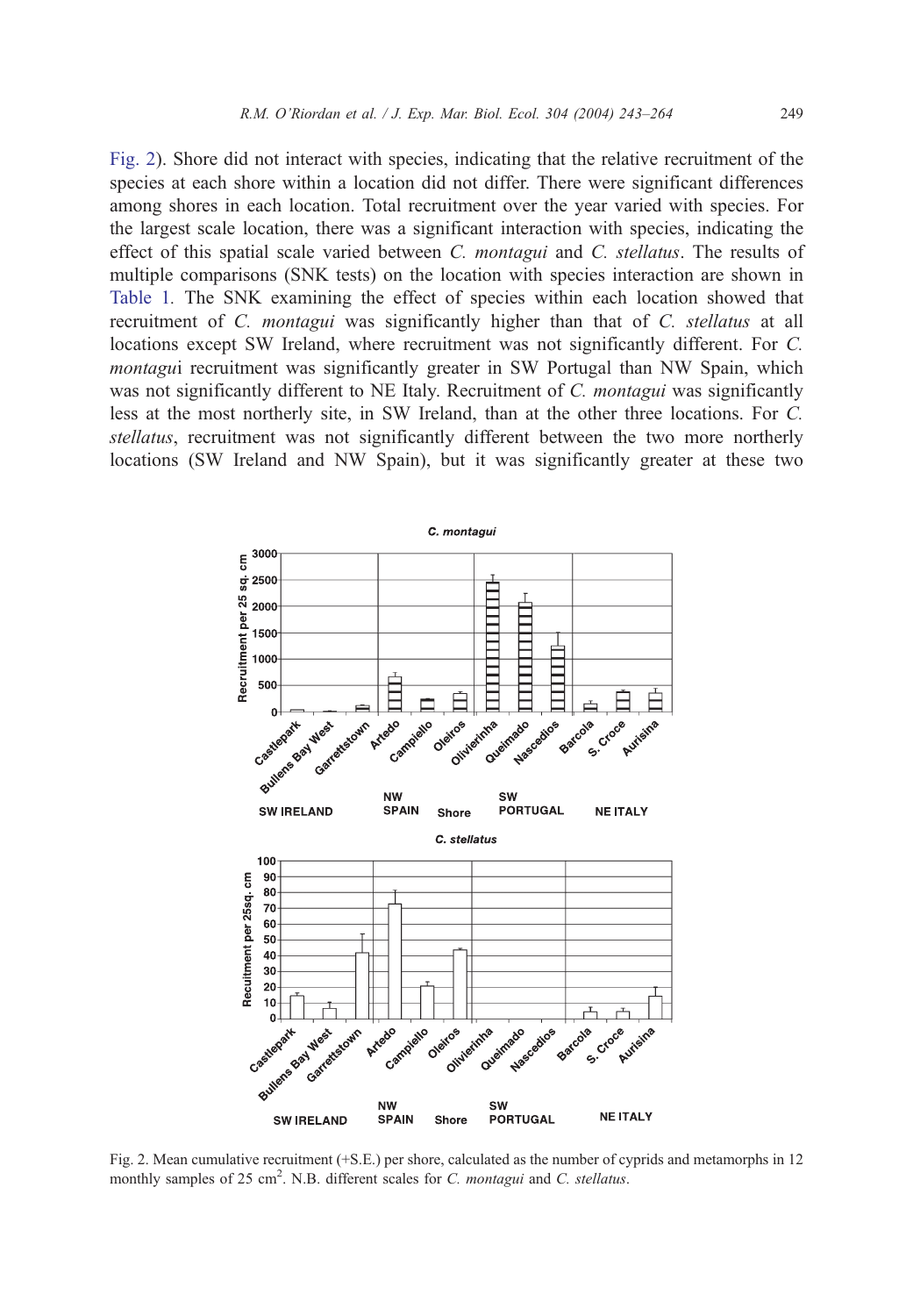Fig. 2). Shore did not interact with species, indicating that the relative recruitment of the species at each shore within a location did not differ. There were significant differences among shores in each location. Total recruitment over the year varied with species. For the largest scale location, there was a significant interaction with species, indicating the effect of this spatial scale varied between *C. montagui* and *C. stellatus*. The results of multiple comparisons (SNK tests) on the location with species interaction are shown in Table 1. The SNK examining the effect of species within each location showed that recruitment of *C. montagui* was significantly higher than that of *C. stellatus* at all locations except SW Ireland, where recruitment was not significantly different. For *C. montagui* recruitment was significantly greater in SW Portugal than NW Spain, which was not significantly different to NE Italy. Recruitment of *C. montagui* was significantly less at the most northerly site, in SW Ireland, than at the other three locations. For *C. stellatus*, recruitment was not significantly different between the two more northerly locations (SW Ireland and NW Spain), but it was significantly greater at these two

Fig. 2. Mean cumulative recruitment (+S.E.) per shore, calculated as the number of cyprids and metamorphs in 12 monthly samples of 25 cm$^2$. N.B. different scales for *C. montagui* and *C. stellatus*.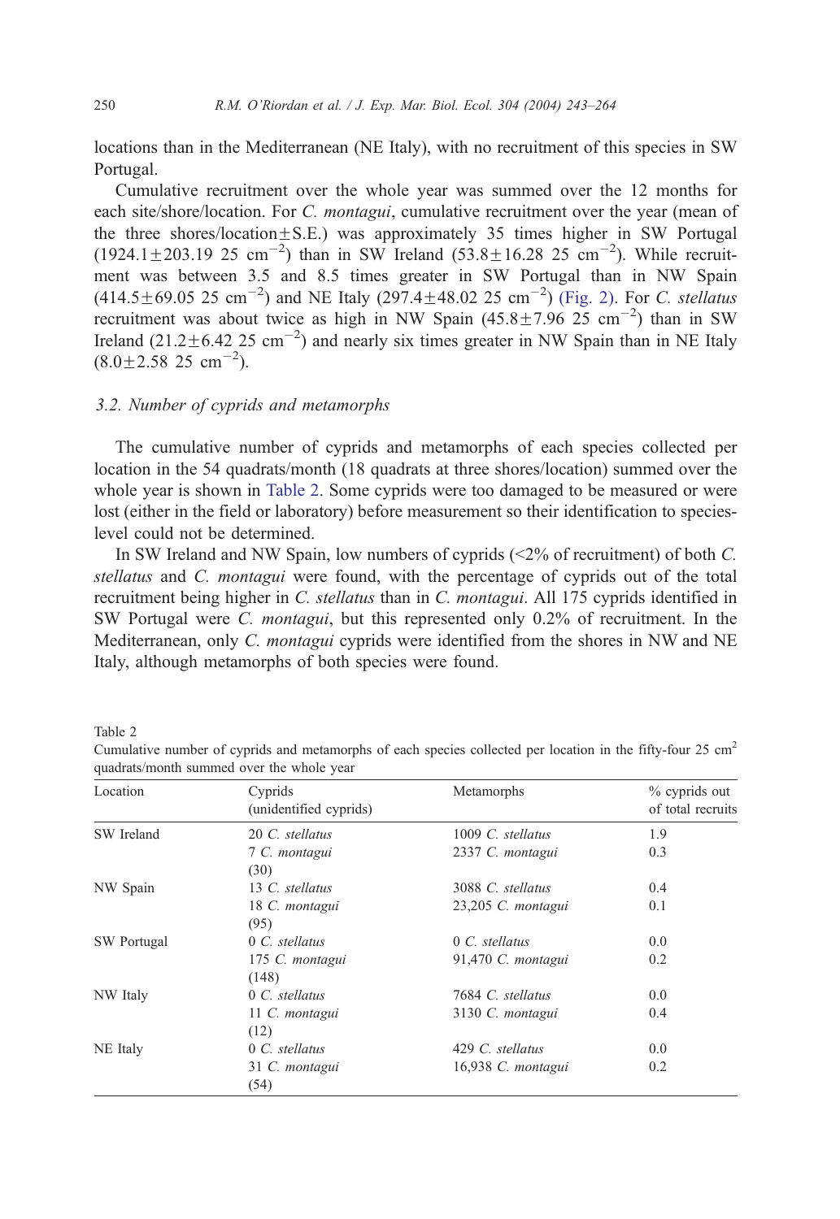locations than in the Mediterranean (NE Italy), with no recruitment of this species in SW Portugal.

Cumulative recruitment over the whole year was summed over the 12 months for each site/shore/location. For *C. montagui*, cumulative recruitment over the year (mean of the three shores/location $\pm$ S.E.) was approximately 35 times higher in SW Portugal (1924.1 $\pm$ 203.19 25 $cm^{-2}$) than in SW Ireland (53.8 $\pm$ 16.28 25 $cm^{-2}$). While recruitment was between 3.5 and 8.5 times greater in SW Portugal than in NW Spain (414.5 $\pm$ 69.05 25 $cm^{-2}$) and NE Italy (297.4 $\pm$ 48.02 25 $cm^{-2}$) (Fig. 2). For *C. stellatus* recruitment was about twice as high in NW Spain (45.8 $\pm$ 7.96 25 $cm^{-2}$) than in SW Ireland (21.2 $\pm$ 6.42 25 $cm^{-2}$) and nearly six times greater in NW Spain than in NE Italy (8.0 $\pm$ 2.58 25 $cm^{-2}$).

### 3.2. Number of cyprids and metamorphs

The cumulative number of cyprids and metamorphs of each species collected per location in the 54 quadrats/month (18 quadrats at three shores/location) summed over the whole year is shown in Table 2. Some cyprids were too damaged to be measured or were lost (either in the field or laboratory) before measurement so their identification to species-level could not be determined.

In SW Ireland and NW Spain, low numbers of cyprids (<2% of recruitment) of both *C. stellatus* and *C. montagui* were found, with the percentage of cyprids out of the total recruitment being higher in *C. stellatus* than in *C. montagui*. All 175 cyprids identified in SW Portugal were *C. montagui*, but this represented only 0.2% of recruitment. In the Mediterranean, only *C. montagui* cyprids were identified from the shores in NW and NE Italy, although metamorphs of both species were found.

Table 2
Cumulative number of cyprids and metamorphs of each species collected per location in the fifty-four 25 $cm^2$ quadrats/month summed over the whole year

| Location | Cyprids (unidentified cyprids) | Metamorphs | % cyprids out of total recruits |
|---|---|---|---|
| SW Ireland | 20 *C. stellatus* | 1009 *C. stellatus* | 1.9 |
| | 7 *C. montagui* | 2337 *C. montagui* | 0.3 |
| | (30) | | |
| NW Spain | 13 *C. stellatus* | 3088 *C. stellatus* | 0.4 |
| | 18 *C. montagui* | 23,205 *C. montagui* | 0.1 |
| | (95) | | |
| SW Portugal | 0 *C. stellatus* | 0 *C. stellatus* | 0.0 |
| | 175 *C. montagui* | 91,470 *C. montagui* | 0.2 |
| | (148) | | |
| NW Italy | 0 *C. stellatus* | 7684 *C. stellatus* | 0.0 |
| | 11 *C. montagui* | 3130 *C. montagui* | 0.4 |
| | (12) | | |
| NE Italy | 0 *C. stellatus* | 429 *C. stellatus* | 0.0 |
| | 31 *C. montagui* | 16,938 *C. montagui* | 0.2 |
| | (54) | | |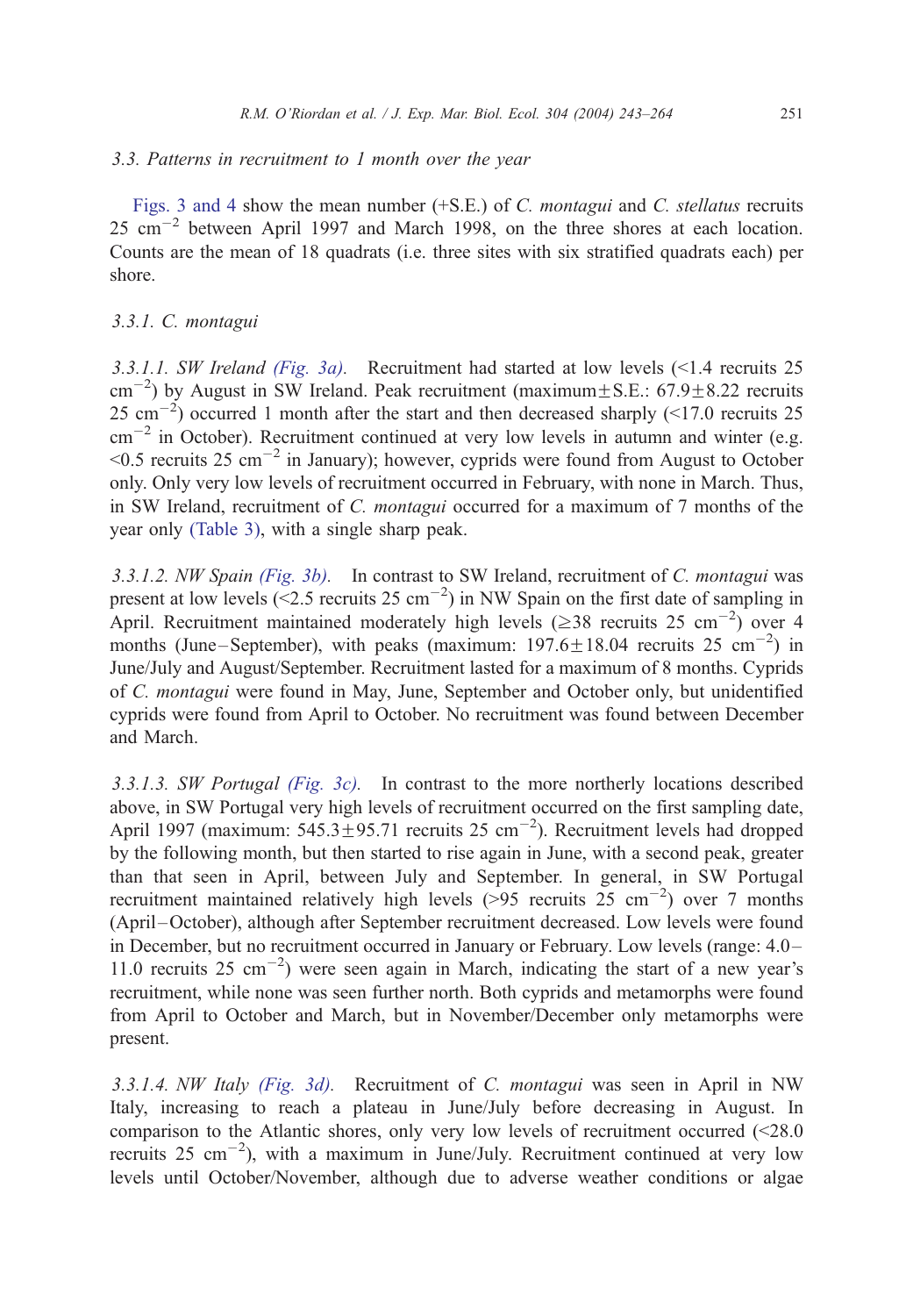### 3.3. Patterns in recruitment to 1 month over the year

Figs. 3 and 4 show the mean number (+S.E.) of *C. montagui* and *C. stellatus* recruits 25 $cm^{-2}$ between April 1997 and March 1998, on the three shores at each location. Counts are the mean of 18 quadrats (i.e. three sites with six stratified quadrats each) per shore.

#### 3.3.1. C. montagui

*3.3.1.1. SW Ireland (Fig. 3a).* Recruitment had started at low levels (<1.4 recruits 25 $cm^{-2}$) by August in SW Ireland. Peak recruitment (maximum ± S.E.: 67.9 ± 8.22 recruits 25 $cm^{-2}$) occurred 1 month after the start and then decreased sharply (<17.0 recruits 25 $cm^{-2}$ in October). Recruitment continued at very low levels in autumn and winter (e.g. <0.5 recruits 25 $cm^{-2}$ in January); however, cyprids were found from August to October only. Only very low levels of recruitment occurred in February, with none in March. Thus, in SW Ireland, recruitment of *C. montagui* occurred for a maximum of 7 months of the year only (Table 3), with a single sharp peak.

*3.3.1.2. NW Spain (Fig. 3b).* In contrast to SW Ireland, recruitment of *C. montagui* was present at low levels (<2.5 recruits 25 $cm^{-2}$) in NW Spain on the first date of sampling in April. Recruitment maintained moderately high levels (≥38 recruits 25 $cm^{-2}$) over 4 months (June–September), with peaks (maximum: 197.6 ± 18.04 recruits 25 $cm^{-2}$) in June/July and August/September. Recruitment lasted for a maximum of 8 months. Cyprids of *C. montagui* were found in May, June, September and October only, but unidentified cyprids were found from April to October. No recruitment was found between December and March.

*3.3.1.3. SW Portugal (Fig. 3c).* In contrast to the more northerly locations described above, in SW Portugal very high levels of recruitment occurred on the first sampling date, April 1997 (maximum: 545.3 ± 95.71 recruits 25 $cm^{-2}$). Recruitment levels had dropped by the following month, but then started to rise again in June, with a second peak, greater than that seen in April, between July and September. In general, in SW Portugal recruitment maintained relatively high levels (>95 recruits 25 $cm^{-2}$) over 7 months (April–October), although after September recruitment decreased. Low levels were found in December, but no recruitment occurred in January or February. Low levels (range: 4.0–11.0 recruits 25 $cm^{-2}$) were seen again in March, indicating the start of a new year's recruitment, while none was seen further north. Both cyprids and metamorphs were found from April to October and March, but in November/December only metamorphs were present.

*3.3.1.4. NW Italy (Fig. 3d).* Recruitment of *C. montagui* was seen in April in NW Italy, increasing to reach a plateau in June/July before decreasing in August. In comparison to the Atlantic shores, only very low levels of recruitment occurred (<28.0 recruits 25 $cm^{-2}$), with a maximum in June/July. Recruitment continued at very low levels until October/November, although due to adverse weather conditions or algae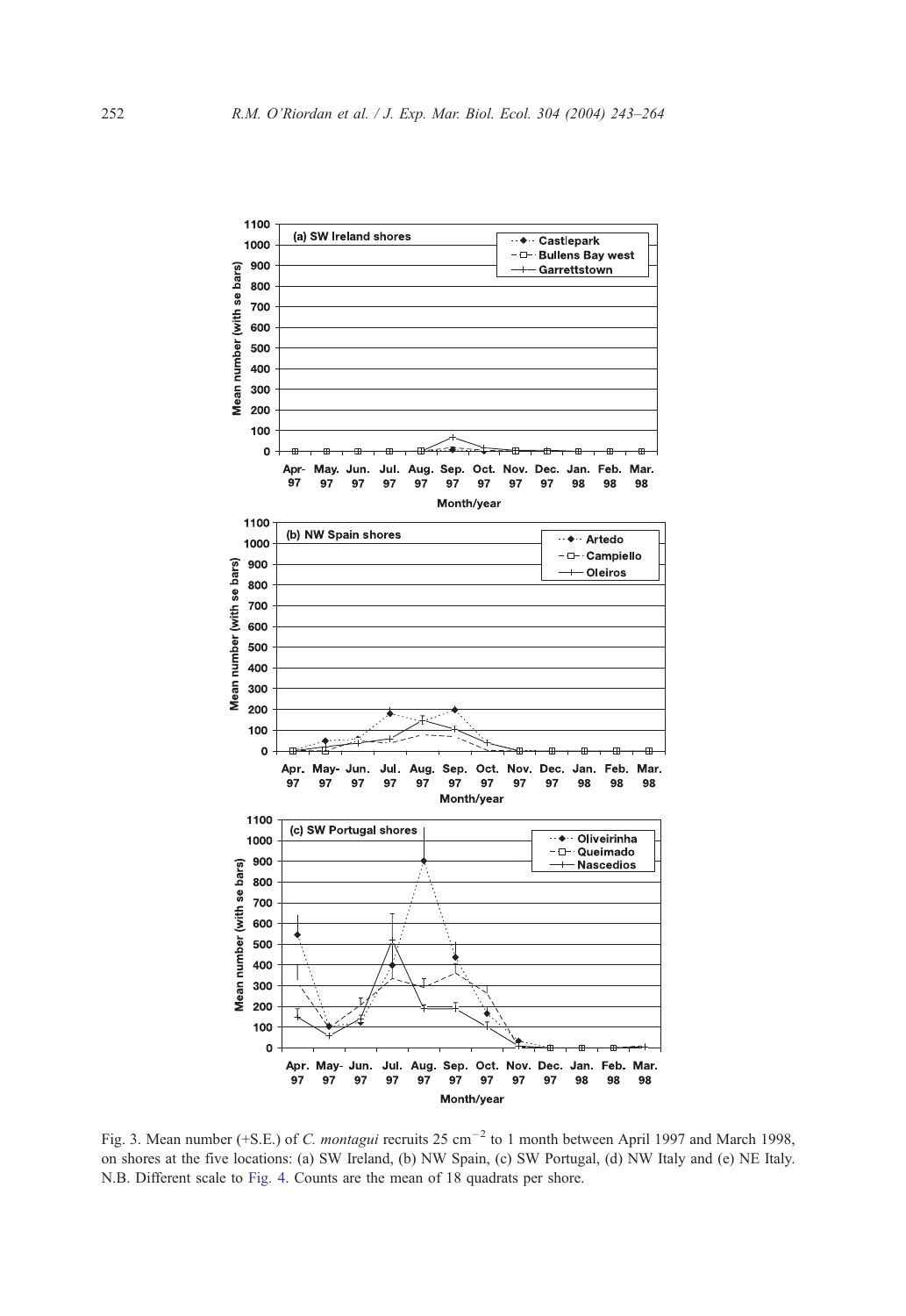Fig. 3. Mean number (+S.E.) of *C. montagui* recruits 25 cm$^{-2}$ to 1 month between April 1997 and March 1998, on shores at the five locations: (a) SW Ireland, (b) NW Spain, (c) SW Portugal, (d) NW Italy and (e) NE Italy. N.B. Different scale to Fig. 4. Counts are the mean of 18 quadrats per shore.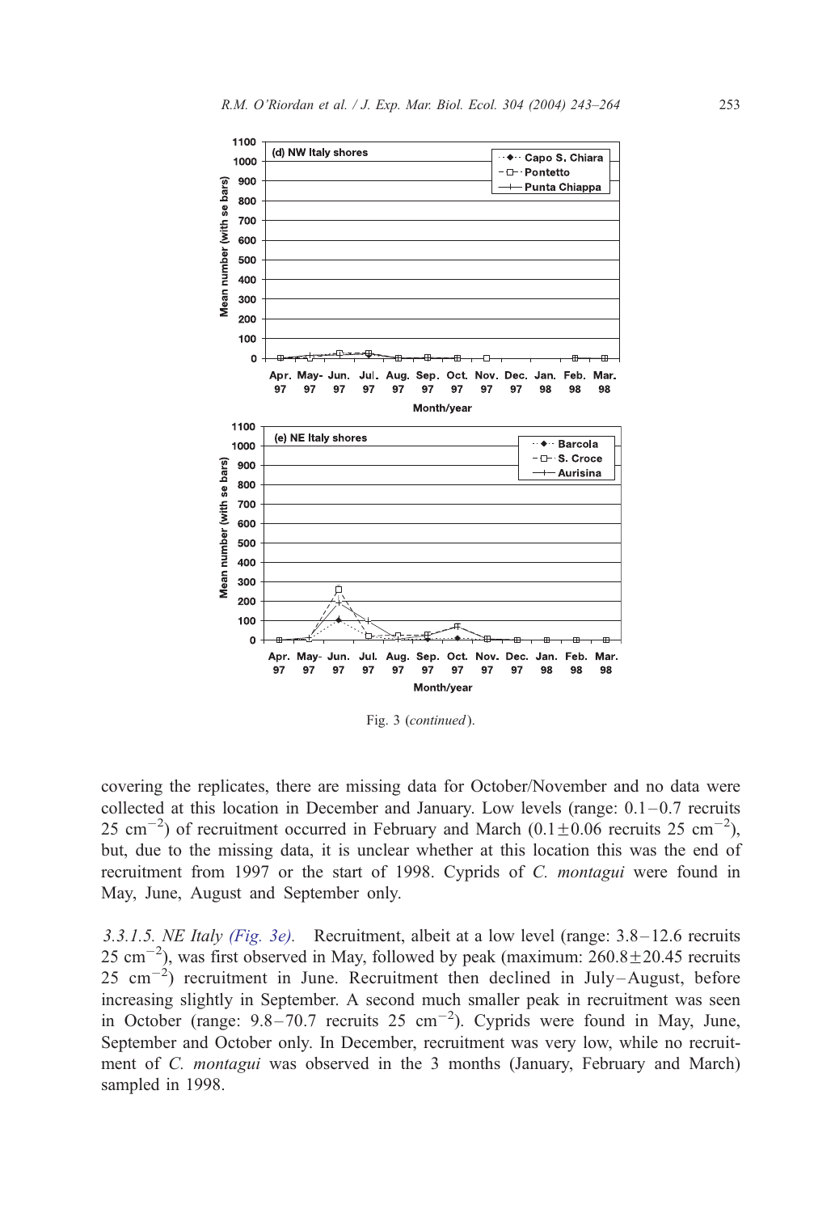Fig. 3 (*continued*).

covering the replicates, there are missing data for October/November and no data were collected at this location in December and January. Low levels (range: 0.1–0.7 recruits 25 $cm^{-2}$) of recruitment occurred in February and March (0.1±0.06 recruits 25 $cm^{-2}$), but, due to the missing data, it is unclear whether at this location this was the end of recruitment from 1997 or the start of 1998. Cyprids of *C. montagui* were found in May, June, August and September only.

*3.3.1.5. NE Italy (Fig. 3e).* Recruitment, albeit at a low level (range: 3.8–12.6 recruits 25 $cm^{-2}$), was first observed in May, followed by peak (maximum: 260.8±20.45 recruits 25 $cm^{-2}$) recruitment in June. Recruitment then declined in July–August, before increasing slightly in September. A second much smaller peak in recruitment was seen in October (range: 9.8–70.7 recruits 25 $cm^{-2}$). Cyprids were found in May, June, September and October only. In December, recruitment was very low, while no recruitment of *C. montagui* was observed in the 3 months (January, February and March) sampled in 1998.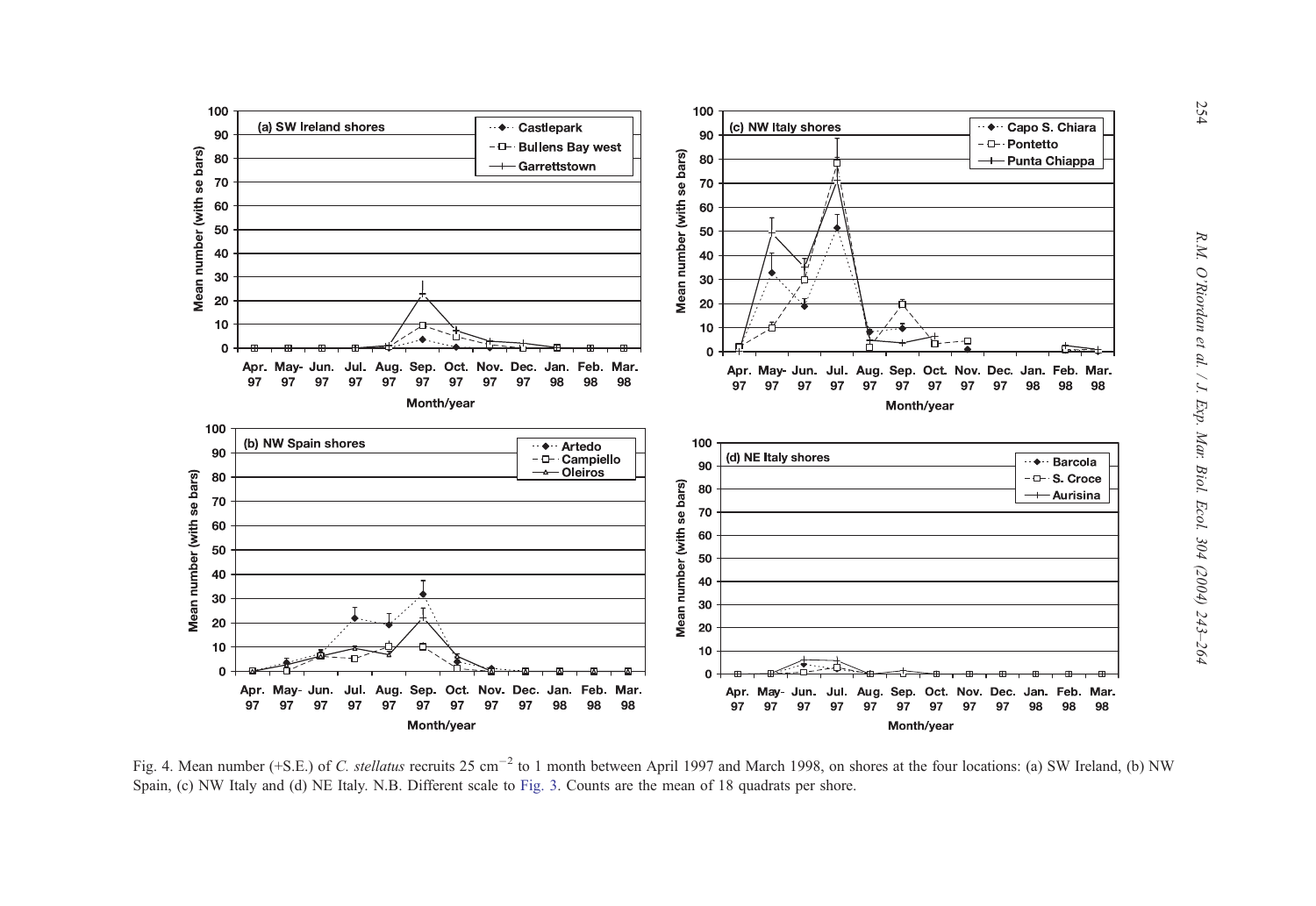Fig. 4. Mean number (+S.E.) of *C. stellatus* recruits 25 $cm^{-2}$ to 1 month between April 1997 and March 1998, on shores at the four locations: (a) SW Ireland, (b) NW Spain, (c) NW Italy and (d) NE Italy. N.B. Different scale to Fig. 3. Counts are the mean of 18 quadrats per shore.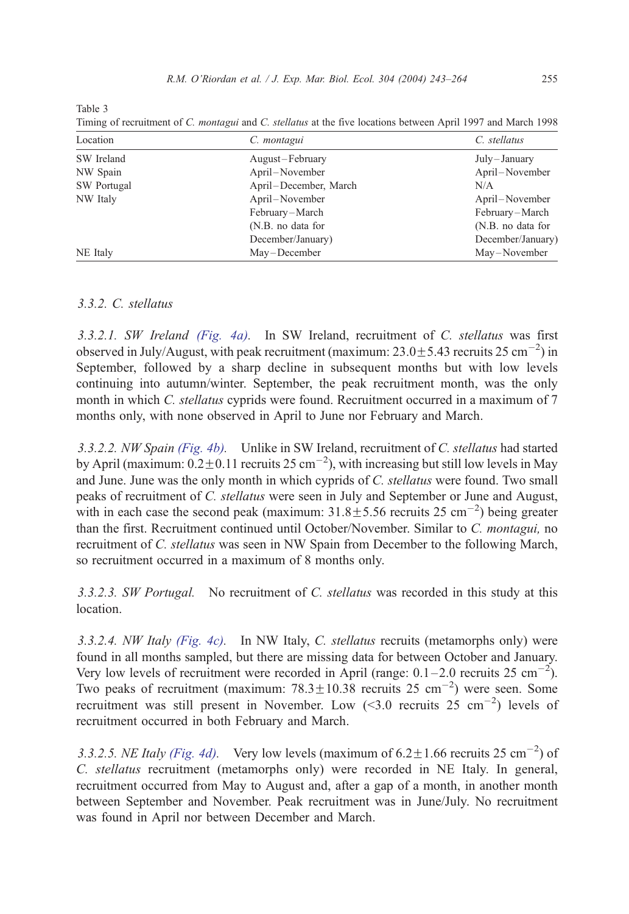Table 3

Timing of recruitment of *C. montagui* and *C. stellatus* at the five locations between April 1997 and March 1998

| Location | *C. montagui* | *C. stellatus* |
|---|---|---|
| SW Ireland | August–February | July–January |
| NW Spain | April–November | April–November |
| SW Portugal | April–December, March | N/A |
| NW Italy | April–November<br>February–March<br>(N.B. no data for December/January) | April–November<br>February–March<br>(N.B. no data for December/January) |
| NE Italy | May–December | May–November |

### 3.3.2. *C. stellatus*

*3.3.2.1. SW Ireland (Fig. 4a).* In SW Ireland, recruitment of *C. stellatus* was first observed in July/August, with peak recruitment (maximum: $23.0 \pm 5.43$ recruits 25 cm$^{-2}$) in September, followed by a sharp decline in subsequent months but with low levels continuing into autumn/winter. September, the peak recruitment month, was the only month in which *C. stellatus* cyprids were found. Recruitment occurred in a maximum of 7 months only, with none observed in April to June nor February and March.

*3.3.2.2. NW Spain (Fig. 4b).* Unlike in SW Ireland, recruitment of *C. stellatus* had started by April (maximum: $0.2 \pm 0.11$ recruits 25 cm$^{-2}$), with increasing but still low levels in May and June. June was the only month in which cyprids of *C. stellatus* were found. Two small peaks of recruitment of *C. stellatus* were seen in July and September or June and August, with in each case the second peak (maximum: $31.8 \pm 5.56$ recruits 25 cm$^{-2}$) being greater than the first. Recruitment continued until October/November. Similar to *C. montagui,* no recruitment of *C. stellatus* was seen in NW Spain from December to the following March, so recruitment occurred in a maximum of 8 months only.

*3.3.2.3. SW Portugal.* No recruitment of *C. stellatus* was recorded in this study at this location.

*3.3.2.4. NW Italy (Fig. 4c).* In NW Italy, *C. stellatus* recruits (metamorphs only) were found in all months sampled, but there are missing data for between October and January. Very low levels of recruitment were recorded in April (range: 0.1–2.0 recruits 25 cm$^{-2}$). Two peaks of recruitment (maximum: $78.3 \pm 10.38$ recruits 25 cm$^{-2}$) were seen. Some recruitment was still present in November. Low (<3.0 recruits 25 cm$^{-2}$) levels of recruitment occurred in both February and March.

*3.3.2.5. NE Italy (Fig. 4d).* Very low levels (maximum of $6.2 \pm 1.66$ recruits 25 cm$^{-2}$) of *C. stellatus* recruitment (metamorphs only) were recorded in NE Italy. In general, recruitment occurred from May to August and, after a gap of a month, in another month between September and November. Peak recruitment was in June/July. No recruitment was found in April nor between December and March.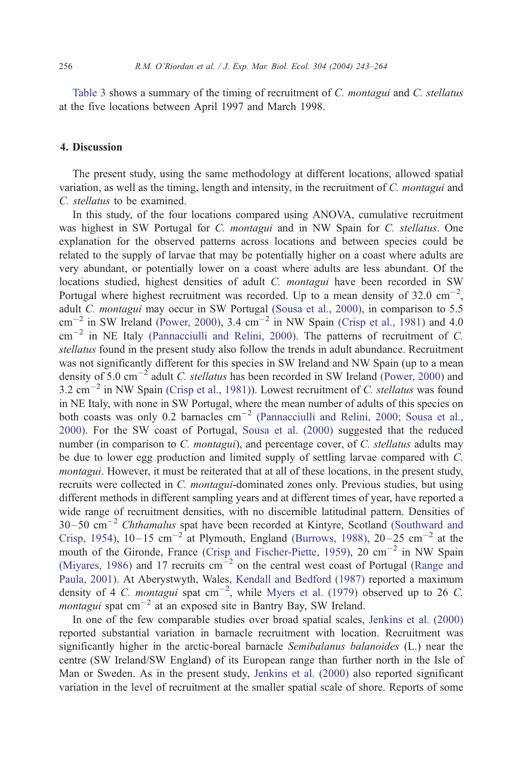Table 3 shows a summary of the timing of recruitment of *C. montagui* and *C. stellatus* at the five locations between April 1997 and March 1998.

## 4. Discussion

The present study, using the same methodology at different locations, allowed spatial variation, as well as the timing, length and intensity, in the recruitment of *C. montagui* and *C. stellatus* to be examined.

In this study, of the four locations compared using ANOVA, cumulative recruitment was highest in SW Portugal for *C. montagui* and in NW Spain for *C. stellatus*. One explanation for the observed patterns across locations and between species could be related to the supply of larvae that may be potentially higher on a coast where adults are very abundant, or potentially lower on a coast where adults are less abundant. Of the locations studied, highest densities of adult *C. montagui* have been recorded in SW Portugal where highest recruitment was recorded. Up to a mean density of 32.0 $cm^{-2}$, adult *C. montagui* may occur in SW Portugal (Sousa et al., 2000), in comparison to 5.5 $cm^{-2}$ in SW Ireland (Power, 2000), 3.4 $cm^{-2}$ in NW Spain (Crisp et al., 1981) and 4.0 $cm^{-2}$ in NE Italy (Pannacciulli and Relini, 2000). The patterns of recruitment of *C. stellatus* found in the present study also follow the trends in adult abundance. Recruitment was not significantly different for this species in SW Ireland and NW Spain (up to a mean density of 5.0 $cm^{-2}$ adult *C. stellatus* has been recorded in SW Ireland (Power, 2000) and 3.2 $cm^{-2}$ in NW Spain (Crisp et al., 1981)). Lowest recruitment of *C. stellatus* was found in NE Italy, with none in SW Portugal, where the mean number of adults of this species on both coasts was only 0.2 barnacles $cm^{-2}$ (Pannacciulli and Relini, 2000; Sousa et al., 2000). For the SW coast of Portugal, Sousa et al. (2000) suggested that the reduced number (in comparison to *C. montagui*), and percentage cover, of *C. stellatus* adults may be due to lower egg production and limited supply of settling larvae compared with *C. montagui*. However, it must be reiterated that at all of these locations, in the present study, recruits were collected in *C. montagui*-dominated zones only. Previous studies, but using different methods in different sampling years and at different times of year, have reported a wide range of recruitment densities, with no discernible latitudinal pattern. Densities of 30–50 $cm^{-2}$ *Chthamalus* spat have been recorded at Kintyre, Scotland (Southward and Crisp, 1954), 10–15 $cm^{-2}$ at Plymouth, England (Burrows, 1988), 20–25 $cm^{-2}$ at the mouth of the Gironde, France (Crisp and Fischer-Piette, 1959), 20 $cm^{-2}$ in NW Spain (Miyares, 1986) and 17 recruits $cm^{-2}$ on the central west coast of Portugal (Range and Paula, 2001). At Aberystwyth, Wales, Kendall and Bedford (1987) reported a maximum density of 4 *C. montagui* spat $cm^{-2}$, while Myers et al. (1979) observed up to 26 *C. montagui* spat $cm^{-2}$ at an exposed site in Bantry Bay, SW Ireland.

In one of the few comparable studies over broad spatial scales, Jenkins et al. (2000) reported substantial variation in barnacle recruitment with location. Recruitment was significantly higher in the arctic-boreal barnacle *Semibalanus balanoides* (L.) near the centre (SW Ireland/SW England) of its European range than further north in the Isle of Man or Sweden. As in the present study, Jenkins et al. (2000) also reported significant variation in the level of recruitment at the smaller spatial scale of shore. Reports of some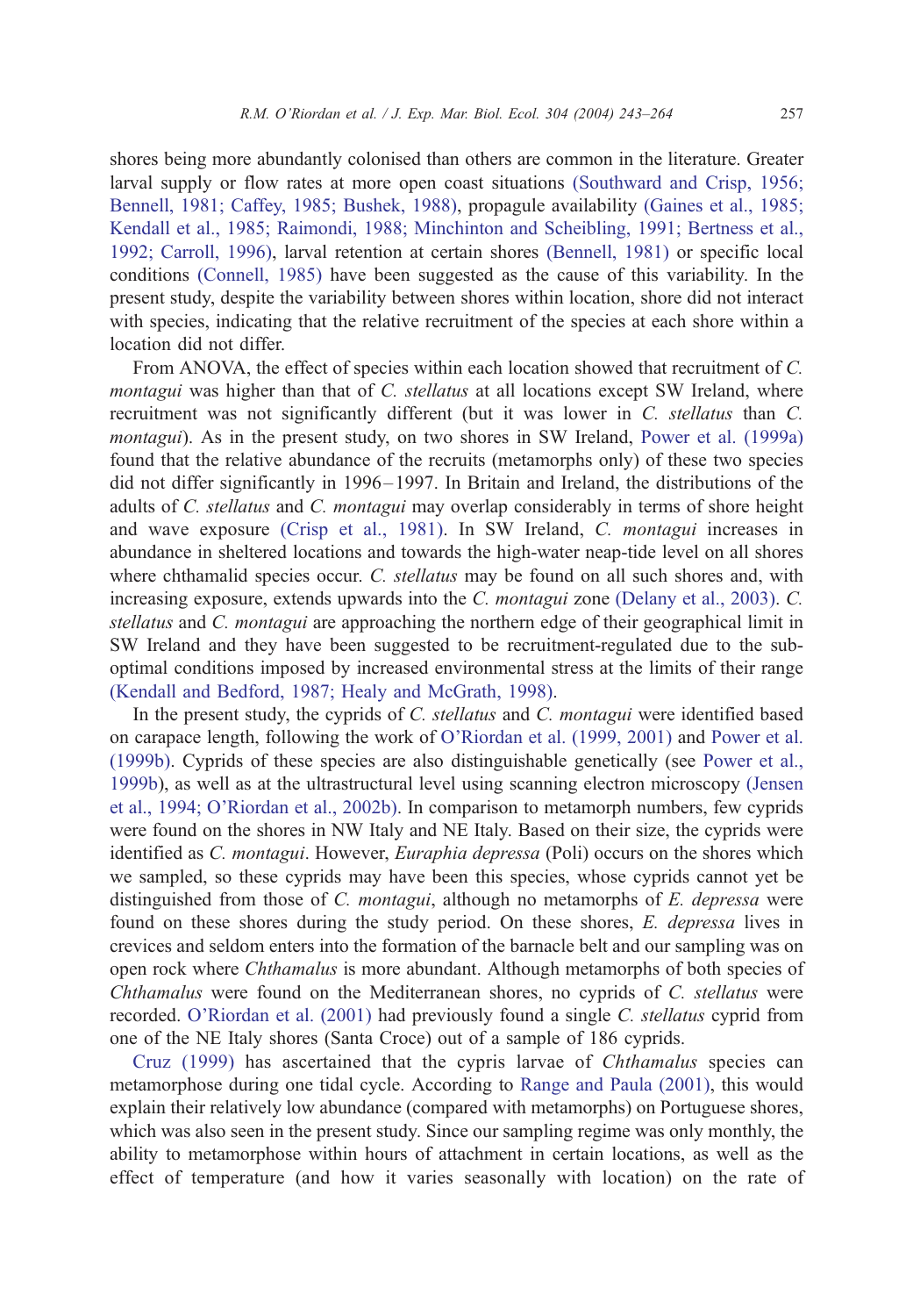shores being more abundantly colonised than others are common in the literature. Greater larval supply or flow rates at more open coast situations (Southward and Crisp, 1956; Bennell, 1981; Caffey, 1985; Bushek, 1988), propagule availability (Gaines et al., 1985; Kendall et al., 1985; Raimondi, 1988; Minchinton and Scheibling, 1991; Bertness et al., 1992; Carroll, 1996), larval retention at certain shores (Bennell, 1981) or specific local conditions (Connell, 1985) have been suggested as the cause of this variability. In the present study, despite the variability between shores within location, shore did not interact with species, indicating that the relative recruitment of the species at each shore within a location did not differ.

From ANOVA, the effect of species within each location showed that recruitment of *C. montagui* was higher than that of *C. stellatus* at all locations except SW Ireland, where recruitment was not significantly different (but it was lower in *C. stellatus* than *C. montagui*). As in the present study, on two shores in SW Ireland, Power et al. (1999a) found that the relative abundance of the recruits (metamorphs only) of these two species did not differ significantly in 1996–1997. In Britain and Ireland, the distributions of the adults of *C. stellatus* and *C. montagui* may overlap considerably in terms of shore height and wave exposure (Crisp et al., 1981). In SW Ireland, *C. montagui* increases in abundance in sheltered locations and towards the high-water neap-tide level on all shores where chthamalid species occur. *C. stellatus* may be found on all such shores and, with increasing exposure, extends upwards into the *C. montagui* zone (Delany et al., 2003). *C. stellatus* and *C. montagui* are approaching the northern edge of their geographical limit in SW Ireland and they have been suggested to be recruitment-regulated due to the sub-optimal conditions imposed by increased environmental stress at the limits of their range (Kendall and Bedford, 1987; Healy and McGrath, 1998).

In the present study, the cyprids of *C. stellatus* and *C. montagui* were identified based on carapace length, following the work of O'Riordan et al. (1999, 2001) and Power et al. (1999b). Cyprids of these species are also distinguishable genetically (see Power et al., 1999b), as well as at the ultrastructural level using scanning electron microscopy (Jensen et al., 1994; O'Riordan et al., 2002b). In comparison to metamorph numbers, few cyprids were found on the shores in NW Italy and NE Italy. Based on their size, the cyprids were identified as *C. montagui*. However, *Euraphia depressa* (Poli) occurs on the shores which we sampled, so these cyprids may have been this species, whose cyprids cannot yet be distinguished from those of *C. montagui*, although no metamorphs of *E. depressa* were found on these shores during the study period. On these shores, *E. depressa* lives in crevices and seldom enters into the formation of the barnacle belt and our sampling was on open rock where *Chthamalus* is more abundant. Although metamorphs of both species of *Chthamalus* were found on the Mediterranean shores, no cyprids of *C. stellatus* were recorded. O'Riordan et al. (2001) had previously found a single *C. stellatus* cyprid from one of the NE Italy shores (Santa Croce) out of a sample of 186 cyprids.

Cruz (1999) has ascertained that the cypris larvae of *Chthamalus* species can metamorphose during one tidal cycle. According to Range and Paula (2001), this would explain their relatively low abundance (compared with metamorphs) on Portuguese shores, which was also seen in the present study. Since our sampling regime was only monthly, the ability to metamorphose within hours of attachment in certain locations, as well as the effect of temperature (and how it varies seasonally with location) on the rate of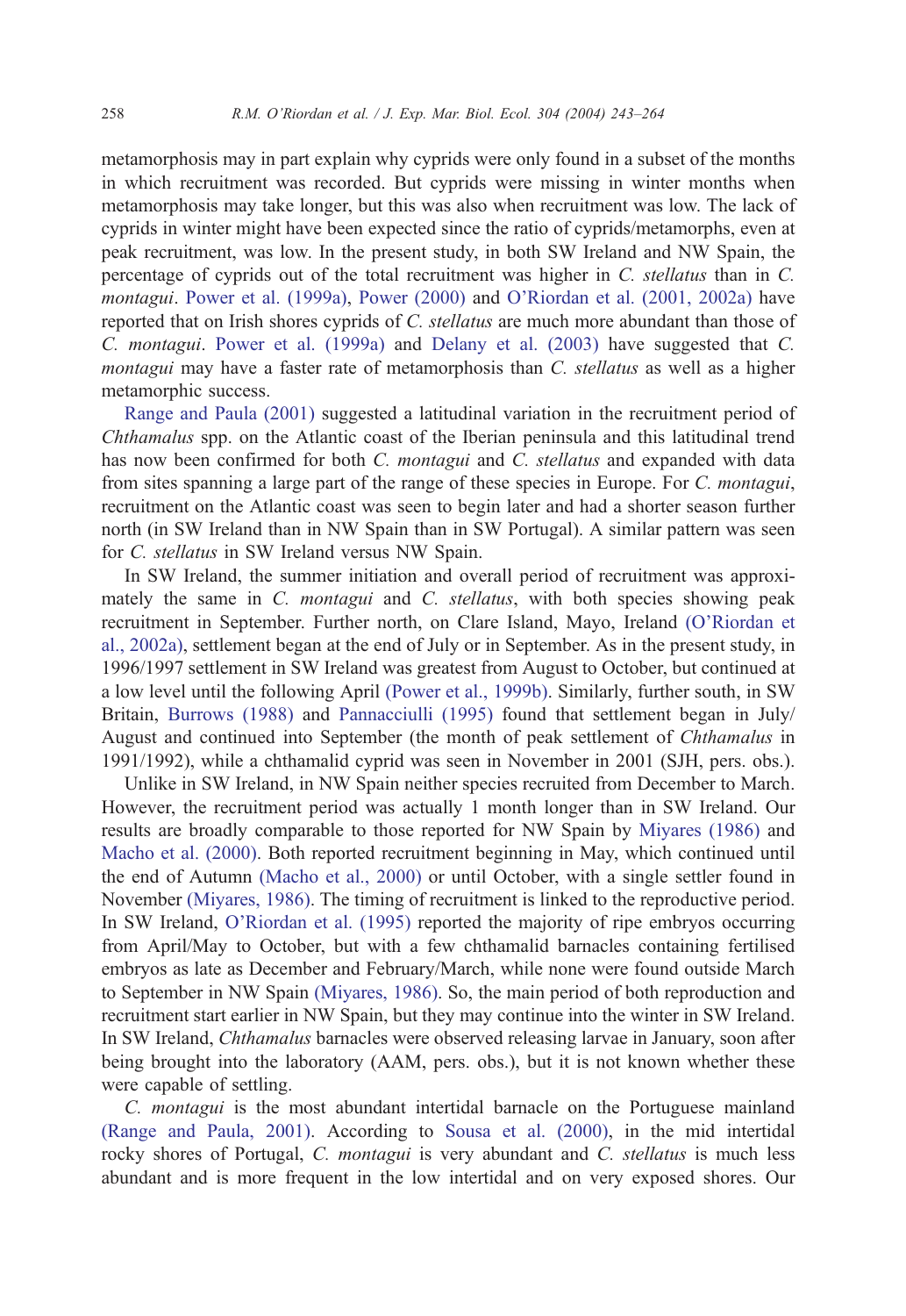metamorphosis may in part explain why cyprids were only found in a subset of the months in which recruitment was recorded. But cyprids were missing in winter months when metamorphosis may take longer, but this was also when recruitment was low. The lack of cyprids in winter might have been expected since the ratio of cyprids/metamorphs, even at peak recruitment, was low. In the present study, in both SW Ireland and NW Spain, the percentage of cyprids out of the total recruitment was higher in *C. stellatus* than in *C. montagui*. Power et al. (1999a), Power (2000) and O'Riordan et al. (2001, 2002a) have reported that on Irish shores cyprids of *C. stellatus* are much more abundant than those of *C. montagui*. Power et al. (1999a) and Delany et al. (2003) have suggested that *C. montagui* may have a faster rate of metamorphosis than *C. stellatus* as well as a higher metamorphic success.

Range and Paula (2001) suggested a latitudinal variation in the recruitment period of *Chthamalus* spp. on the Atlantic coast of the Iberian peninsula and this latitudinal trend has now been confirmed for both *C. montagui* and *C. stellatus* and expanded with data from sites spanning a large part of the range of these species in Europe. For *C. montagui*, recruitment on the Atlantic coast was seen to begin later and had a shorter season further north (in SW Ireland than in NW Spain than in SW Portugal). A similar pattern was seen for *C. stellatus* in SW Ireland versus NW Spain.

In SW Ireland, the summer initiation and overall period of recruitment was approximately the same in *C. montagui* and *C. stellatus*, with both species showing peak recruitment in September. Further north, on Clare Island, Mayo, Ireland (O'Riordan et al., 2002a), settlement began at the end of July or in September. As in the present study, in 1996/1997 settlement in SW Ireland was greatest from August to October, but continued at a low level until the following April (Power et al., 1999b). Similarly, further south, in SW Britain, Burrows (1988) and Pannacciulli (1995) found that settlement began in July/August and continued into September (the month of peak settlement of *Chthamalus* in 1991/1992), while a chthamalid cyprid was seen in November in 2001 (SJH, pers. obs.).

Unlike in SW Ireland, in NW Spain neither species recruited from December to March. However, the recruitment period was actually 1 month longer than in SW Ireland. Our results are broadly comparable to those reported for NW Spain by Miyares (1986) and Macho et al. (2000). Both reported recruitment beginning in May, which continued until the end of Autumn (Macho et al., 2000) or until October, with a single settler found in November (Miyares, 1986). The timing of recruitment is linked to the reproductive period. In SW Ireland, O'Riordan et al. (1995) reported the majority of ripe embryos occurring from April/May to October, but with a few chthamalid barnacles containing fertilised embryos as late as December and February/March, while none were found outside March to September in NW Spain (Miyares, 1986). So, the main period of both reproduction and recruitment start earlier in NW Spain, but they may continue into the winter in SW Ireland. In SW Ireland, *Chthamalus* barnacles were observed releasing larvae in January, soon after being brought into the laboratory (AAM, pers. obs.), but it is not known whether these were capable of settling.

*C. montagui* is the most abundant intertidal barnacle on the Portuguese mainland (Range and Paula, 2001). According to Sousa et al. (2000), in the mid intertidal rocky shores of Portugal, *C. montagui* is very abundant and *C. stellatus* is much less abundant and is more frequent in the low intertidal and on very exposed shores. Our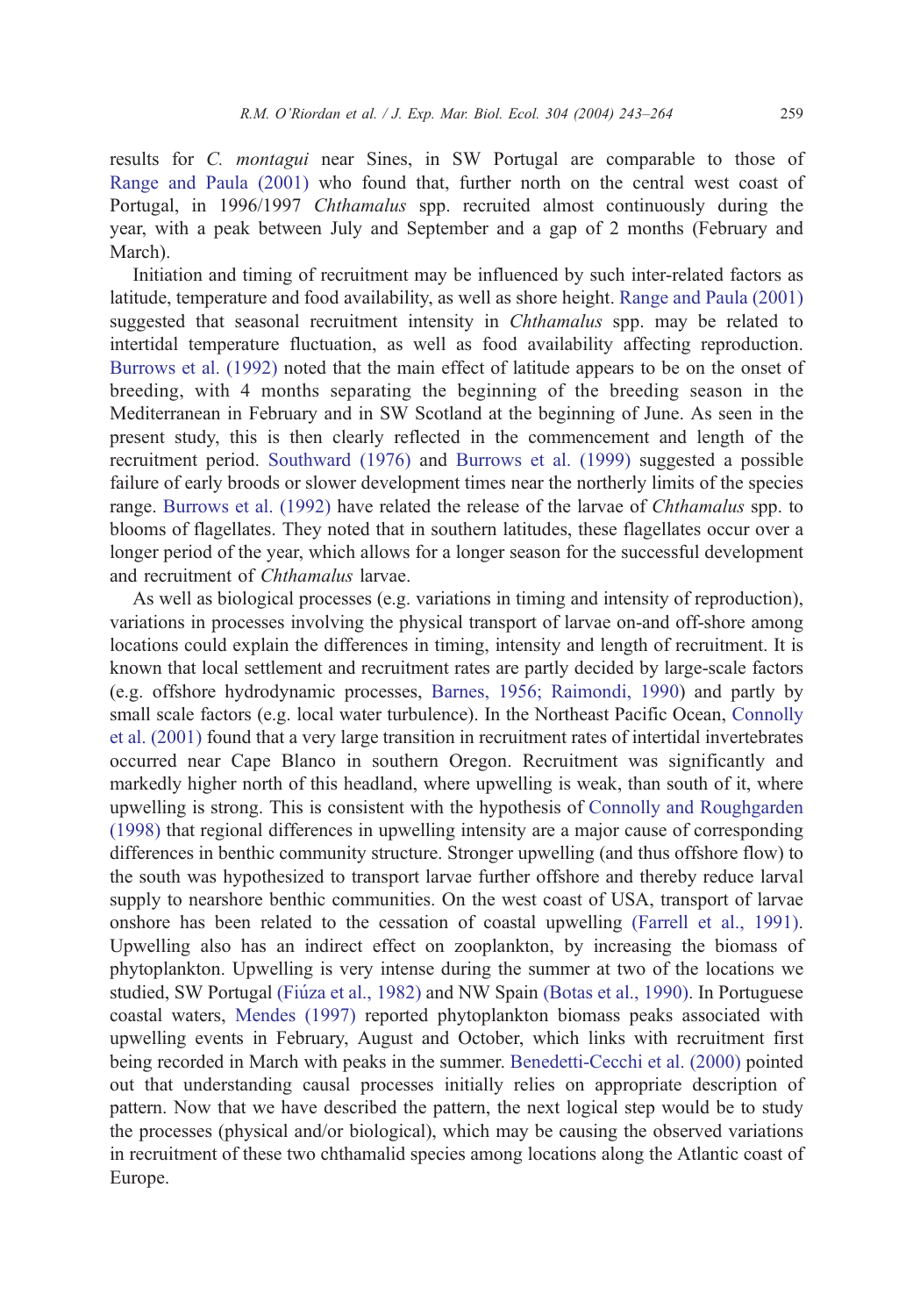results for *C. montagui* near Sines, in SW Portugal are comparable to those of Range and Paula (2001) who found that, further north on the central west coast of Portugal, in 1996/1997 *Chthamalus* spp. recruited almost continuously during the year, with a peak between July and September and a gap of 2 months (February and March).

Initiation and timing of recruitment may be influenced by such inter-related factors as latitude, temperature and food availability, as well as shore height. Range and Paula (2001) suggested that seasonal recruitment intensity in *Chthamalus* spp. may be related to intertidal temperature fluctuation, as well as food availability affecting reproduction. Burrows et al. (1992) noted that the main effect of latitude appears to be on the onset of breeding, with 4 months separating the beginning of the breeding season in the Mediterranean in February and in SW Scotland at the beginning of June. As seen in the present study, this is then clearly reflected in the commencement and length of the recruitment period. Southward (1976) and Burrows et al. (1999) suggested a possible failure of early broods or slower development times near the northerly limits of the species range. Burrows et al. (1992) have related the release of the larvae of *Chthamalus* spp. to blooms of flagellates. They noted that in southern latitudes, these flagellates occur over a longer period of the year, which allows for a longer season for the successful development and recruitment of *Chthamalus* larvae.

As well as biological processes (e.g. variations in timing and intensity of reproduction), variations in processes involving the physical transport of larvae on-and off-shore among locations could explain the differences in timing, intensity and length of recruitment. It is known that local settlement and recruitment rates are partly decided by large-scale factors (e.g. offshore hydrodynamic processes, Barnes, 1956; Raimondi, 1990) and partly by small scale factors (e.g. local water turbulence). In the Northeast Pacific Ocean, Connolly et al. (2001) found that a very large transition in recruitment rates of intertidal invertebrates occurred near Cape Blanco in southern Oregon. Recruitment was significantly and markedly higher north of this headland, where upwelling is weak, than south of it, where upwelling is strong. This is consistent with the hypothesis of Connolly and Roughgarden (1998) that regional differences in upwelling intensity are a major cause of corresponding differences in benthic community structure. Stronger upwelling (and thus offshore flow) to the south was hypothesized to transport larvae further offshore and thereby reduce larval supply to nearshore benthic communities. On the west coast of USA, transport of larvae onshore has been related to the cessation of coastal upwelling (Farrell et al., 1991). Upwelling also has an indirect effect on zooplankton, by increasing the biomass of phytoplankton. Upwelling is very intense during the summer at two of the locations we studied, SW Portugal (Fiúza et al., 1982) and NW Spain (Botas et al., 1990). In Portuguese coastal waters, Mendes (1997) reported phytoplankton biomass peaks associated with upwelling events in February, August and October, which links with recruitment first being recorded in March with peaks in the summer. Benedetti-Cecchi et al. (2000) pointed out that understanding causal processes initially relies on appropriate description of pattern. Now that we have described the pattern, the next logical step would be to study the processes (physical and/or biological), which may be causing the observed variations in recruitment of these two chthamalid species among locations along the Atlantic coast of Europe.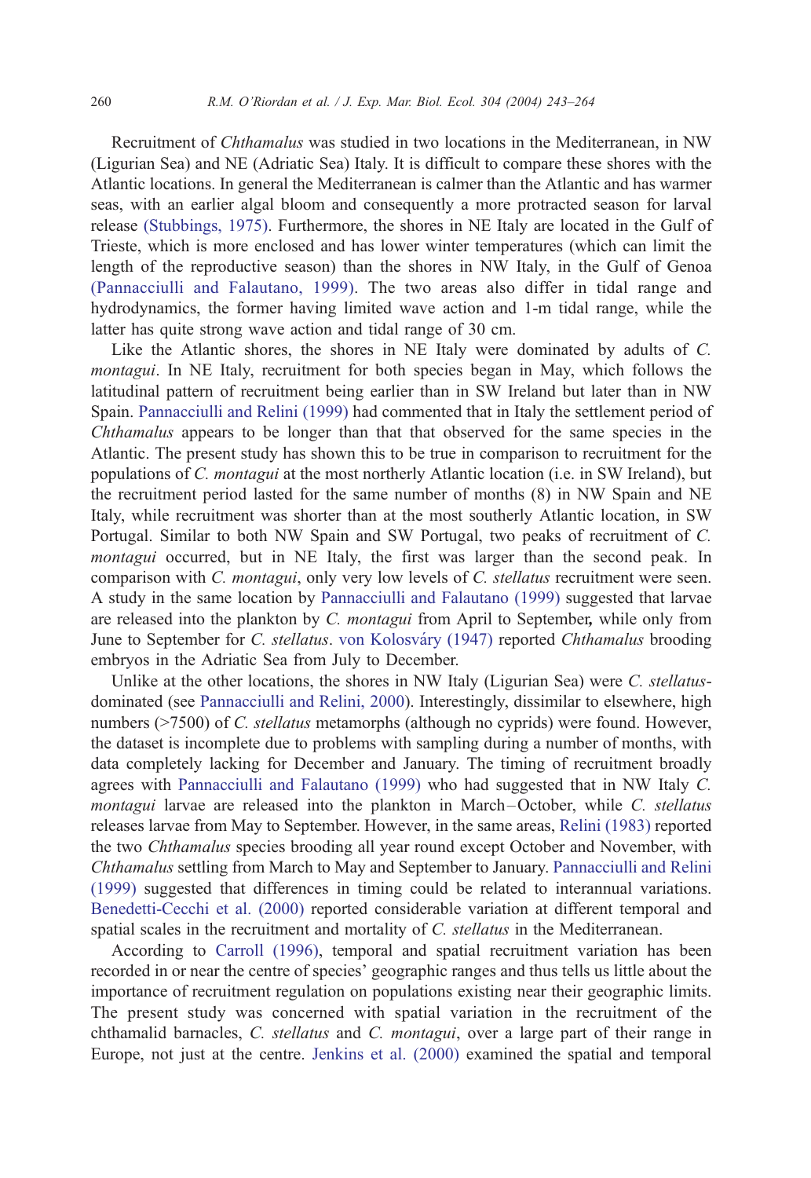Recruitment of *Chthamalus* was studied in two locations in the Mediterranean, in NW (Ligurian Sea) and NE (Adriatic Sea) Italy. It is difficult to compare these shores with the Atlantic locations. In general the Mediterranean is calmer than the Atlantic and has warmer seas, with an earlier algal bloom and consequently a more protracted season for larval release (Stubbings, 1975). Furthermore, the shores in NE Italy are located in the Gulf of Trieste, which is more enclosed and has lower winter temperatures (which can limit the length of the reproductive season) than the shores in NW Italy, in the Gulf of Genoa (Pannacciulli and Falautano, 1999). The two areas also differ in tidal range and hydrodynamics, the former having limited wave action and 1-m tidal range, while the latter has quite strong wave action and tidal range of 30 cm.

Like the Atlantic shores, the shores in NE Italy were dominated by adults of *C. montagui*. In NE Italy, recruitment for both species began in May, which follows the latitudinal pattern of recruitment being earlier than in SW Ireland but later than in NW Spain. Pannacciulli and Relini (1999) had commented that in Italy the settlement period of *Chthamalus* appears to be longer than that that observed for the same species in the Atlantic. The present study has shown this to be true in comparison to recruitment for the populations of *C. montagui* at the most northerly Atlantic location (i.e. in SW Ireland), but the recruitment period lasted for the same number of months (8) in NW Spain and NE Italy, while recruitment was shorter than at the most southerly Atlantic location, in SW Portugal. Similar to both NW Spain and SW Portugal, two peaks of recruitment of *C. montagui* occurred, but in NE Italy, the first was larger than the second peak. In comparison with *C. montagui*, only very low levels of *C. stellatus* recruitment were seen. A study in the same location by Pannacciulli and Falautano (1999) suggested that larvae are released into the plankton by *C. montagui* from April to September, while only from June to September for *C. stellatus*. von Kolosváry (1947) reported *Chthamalus* brooding embryos in the Adriatic Sea from July to December.

Unlike at the other locations, the shores in NW Italy (Ligurian Sea) were *C. stellatus*-dominated (see Pannacciulli and Relini, 2000). Interestingly, dissimilar to elsewhere, high numbers (>7500) of *C. stellatus* metamorphs (although no cyprids) were found. However, the dataset is incomplete due to problems with sampling during a number of months, with data completely lacking for December and January. The timing of recruitment broadly agrees with Pannacciulli and Falautano (1999) who had suggested that in NW Italy *C. montagui* larvae are released into the plankton in March–October, while *C. stellatus* releases larvae from May to September. However, in the same areas, Relini (1983) reported the two *Chthamalus* species brooding all year round except October and November, with *Chthamalus* settling from March to May and September to January. Pannacciulli and Relini (1999) suggested that differences in timing could be related to interannual variations. Benedetti-Cecchi et al. (2000) reported considerable variation at different temporal and spatial scales in the recruitment and mortality of *C. stellatus* in the Mediterranean.

According to Carroll (1996), temporal and spatial recruitment variation has been recorded in or near the centre of species' geographic ranges and thus tells us little about the importance of recruitment regulation on populations existing near their geographic limits. The present study was concerned with spatial variation in the recruitment of the chthamalid barnacles, *C. stellatus* and *C. montagui*, over a large part of their range in Europe, not just at the centre. Jenkins et al. (2000) examined the spatial and temporal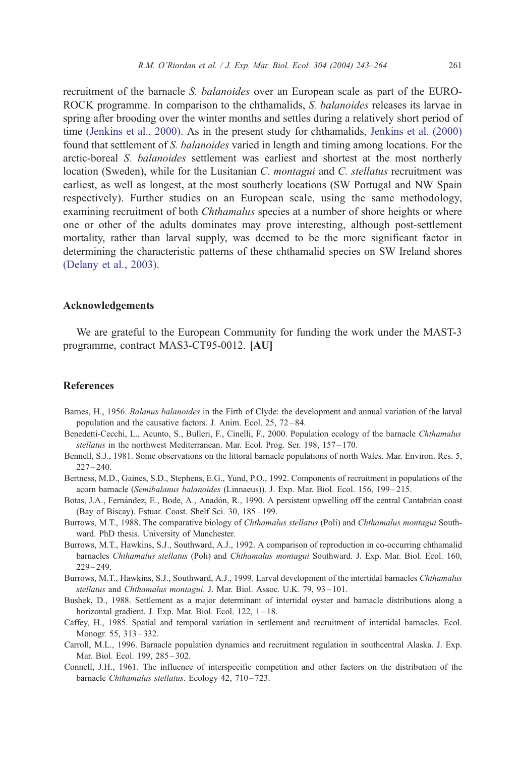recruitment of the barnacle *S. balanoides* over an European scale as part of the EUROROCK programme. In comparison to the chthamalids, *S. balanoides* releases its larvae in spring after brooding over the winter months and settles during a relatively short period of time (Jenkins et al., 2000). As in the present study for chthamalids, Jenkins et al. (2000) found that settlement of *S. balanoides* varied in length and timing among locations. For the arctic-boreal *S. balanoides* settlement was earliest and shortest at the most northerly location (Sweden), while for the Lusitanian *C. montagui* and *C. stellatus* recruitment was earliest, as well as longest, at the most southerly locations (SW Portugal and NW Spain respectively). Further studies on an European scale, using the same methodology, examining recruitment of both *Chthamalus* species at a number of shore heights or where one or other of the adults dominates may prove interesting, although post-settlement mortality, rather than larval supply, was deemed to be the more significant factor in determining the characteristic patterns of these chthamalid species on SW Ireland shores (Delany et al., 2003).

## Acknowledgements

We are grateful to the European Community for funding the work under the MAST-3 programme, contract MAS3-CT95-0012. **[AU]**

## References

Barnes, H., 1956. *Balanus balanoides* in the Firth of Clyde: the development and annual variation of the larval population and the causative factors. J. Anim. Ecol. 25, 72–84.

Benedetti-Cecchi, L., Acunto, S., Bulleri, F., Cinelli, F., 2000. Population ecology of the barnacle *Chthamalus stellatus* in the northwest Mediterranean. Mar. Ecol. Prog. Ser. 198, 157–170.

Bennell, S.J., 1981. Some observations on the littoral barnacle populations of north Wales. Mar. Environ. Res. 5, 227–240.

Bertness, M.D., Gaines, S.D., Stephens, E.G., Yund, P.O., 1992. Components of recruitment in populations of the acorn barnacle (*Semibalanus balanoides* (Linnaeus)). J. Exp. Mar. Biol. Ecol. 156, 199–215.

Botas, J.A., Fernández, E., Bode, A., Anadón, R., 1990. A persistent upwelling off the central Cantabrian coast (Bay of Biscay). Estuar. Coast. Shelf Sci. 30, 185–199.

Burrows, M.T., 1988. The comparative biology of *Chthamalus stellatus* (Poli) and *Chthamalus montagui* Southward. PhD thesis. University of Manchester.

Burrows, M.T., Hawkins, S.J., Southward, A.J., 1992. A comparison of reproduction in co-occurring chthamalid barnacles *Chthamalus stellatus* (Poli) and *Chthamalus montagui* Southward. J. Exp. Mar. Biol. Ecol. 160, 229–249.

Burrows, M.T., Hawkins, S.J., Southward, A.J., 1999. Larval development of the intertidal barnacles *Chthamalus stellatus* and *Chthamalus montagui*. J. Mar. Biol. Assoc. U.K. 79, 93–101.

Bushek, D., 1988. Settlement as a major determinant of intertidal oyster and barnacle distributions along a horizontal gradient. J. Exp. Mar. Biol. Ecol. 122, 1–18.

Caffey, H., 1985. Spatial and temporal variation in settlement and recruitment of intertidal barnacles. Ecol. Monogr. 55, 313–332.

Carroll, M.L., 1996. Barnacle population dynamics and recruitment regulation in southcentral Alaska. J. Exp. Mar. Biol. Ecol. 199, 285–302.

Connell, J.H., 1961. The influence of interspecific competition and other factors on the distribution of the barnacle *Chthamalus stellatus*. Ecology 42, 710–723.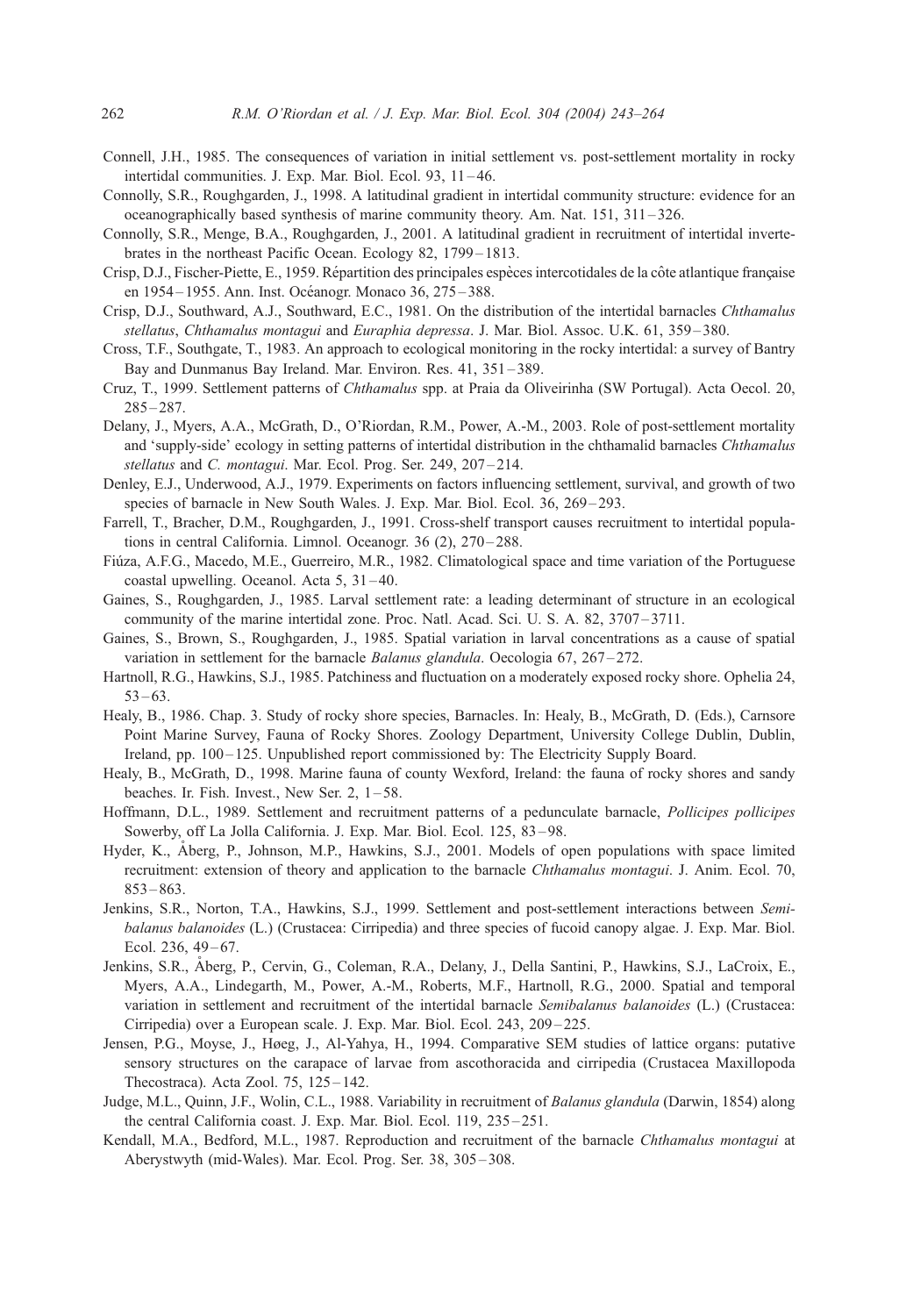Connell, J.H., 1985. The consequences of variation in initial settlement vs. post-settlement mortality in rocky intertidal communities. J. Exp. Mar. Biol. Ecol. 93, 11–46.

Connolly, S.R., Roughgarden, J., 1998. A latitudinal gradient in intertidal community structure: evidence for an oceanographically based synthesis of marine community theory. Am. Nat. 151, 311–326.

Connolly, S.R., Menge, B.A., Roughgarden, J., 2001. A latitudinal gradient in recruitment of intertidal invertebrates in the northeast Pacific Ocean. Ecology 82, 1799–1813.

Crisp, D.J., Fischer-Piette, E., 1959. Répartition des principales espèces intercotidales de la côte atlantique française en 1954–1955. Ann. Inst. Océanogr. Monaco 36, 275–388.

Crisp, D.J., Southward, A.J., Southward, E.C., 1981. On the distribution of the intertidal barnacles *Chthamalus stellatus*, *Chthamalus montagui* and *Euraphia depressa*. J. Mar. Biol. Assoc. U.K. 61, 359–380.

Cross, T.F., Southgate, T., 1983. An approach to ecological monitoring in the rocky intertidal: a survey of Bantry Bay and Dunmanus Bay Ireland. Mar. Environ. Res. 41, 351–389.

Cruz, T., 1999. Settlement patterns of *Chthamalus* spp. at Praia da Oliveirinha (SW Portugal). Acta Oecol. 20, 285–287.

Delany, J., Myers, A.A., McGrath, D., O'Riordan, R.M., Power, A.-M., 2003. Role of post-settlement mortality and 'supply-side' ecology in setting patterns of intertidal distribution in the chthamalid barnacles *Chthamalus stellatus* and *C. montagui*. Mar. Ecol. Prog. Ser. 249, 207–214.

Denley, E.J., Underwood, A.J., 1979. Experiments on factors influencing settlement, survival, and growth of two species of barnacle in New South Wales. J. Exp. Mar. Biol. Ecol. 36, 269–293.

Farrell, T., Bracher, D.M., Roughgarden, J., 1991. Cross-shelf transport causes recruitment to intertidal populations in central California. Limnol. Oceanogr. 36 (2), 270–288.

Fiúza, A.F.G., Macedo, M.E., Guerreiro, M.R., 1982. Climatological space and time variation of the Portuguese coastal upwelling. Oceanol. Acta 5, 31–40.

Gaines, S., Roughgarden, J., 1985. Larval settlement rate: a leading determinant of structure in an ecological community of the marine intertidal zone. Proc. Natl. Acad. Sci. U. S. A. 82, 3707–3711.

Gaines, S., Brown, S., Roughgarden, J., 1985. Spatial variation in larval concentrations as a cause of spatial variation in settlement for the barnacle *Balanus glandula*. Oecologia 67, 267–272.

Hartnoll, R.G., Hawkins, S.J., 1985. Patchiness and fluctuation on a moderately exposed rocky shore. Ophelia 24, 53–63.

Healy, B., 1986. Chap. 3. Study of rocky shore species, Barnacles. In: Healy, B., McGrath, D. (Eds.), Carnsore Point Marine Survey, Fauna of Rocky Shores. Zoology Department, University College Dublin, Dublin, Ireland, pp. 100–125. Unpublished report commissioned by: The Electricity Supply Board.

Healy, B., McGrath, D., 1998. Marine fauna of county Wexford, Ireland: the fauna of rocky shores and sandy beaches. Ir. Fish. Invest., New Ser. 2, 1–58.

Hoffmann, D.L., 1989. Settlement and recruitment patterns of a pedunculate barnacle, *Pollicipes pollicipes* Sowerby, off La Jolla California. J. Exp. Mar. Biol. Ecol. 125, 83–98.

Hyder, K., Åberg, P., Johnson, M.P., Hawkins, S.J., 2001. Models of open populations with space limited recruitment: extension of theory and application to the barnacle *Chthamalus montagui*. J. Anim. Ecol. 70, 853–863.

Jenkins, S.R., Norton, T.A., Hawkins, S.J., 1999. Settlement and post-settlement interactions between *Semibalanus balanoides* (L.) (Crustacea: Cirripedia) and three species of fucoid canopy algae. J. Exp. Mar. Biol. Ecol. 236, 49–67.

Jenkins, S.R., Åberg, P., Cervin, G., Coleman, R.A., Delany, J., Della Santini, P., Hawkins, S.J., LaCroix, E., Myers, A.A., Lindegarth, M., Power, A.-M., Roberts, M.F., Hartnoll, R.G., 2000. Spatial and temporal variation in settlement and recruitment of the intertidal barnacle *Semibalanus balanoides* (L.) (Crustacea: Cirripedia) over a European scale. J. Exp. Mar. Biol. Ecol. 243, 209–225.

Jensen, P.G., Moyse, J., Høeg, J., Al-Yahya, H., 1994. Comparative SEM studies of lattice organs: putative sensory structures on the carapace of larvae from ascothoracida and cirripedia (Crustacea Maxillopoda Thecostraca). Acta Zool. 75, 125–142.

Judge, M.L., Quinn, J.F., Wolin, C.L., 1988. Variability in recruitment of *Balanus glandula* (Darwin, 1854) along the central California coast. J. Exp. Mar. Biol. Ecol. 119, 235–251.

Kendall, M.A., Bedford, M.L., 1987. Reproduction and recruitment of the barnacle *Chthamalus montagui* at Aberystwyth (mid-Wales). Mar. Ecol. Prog. Ser. 38, 305–308.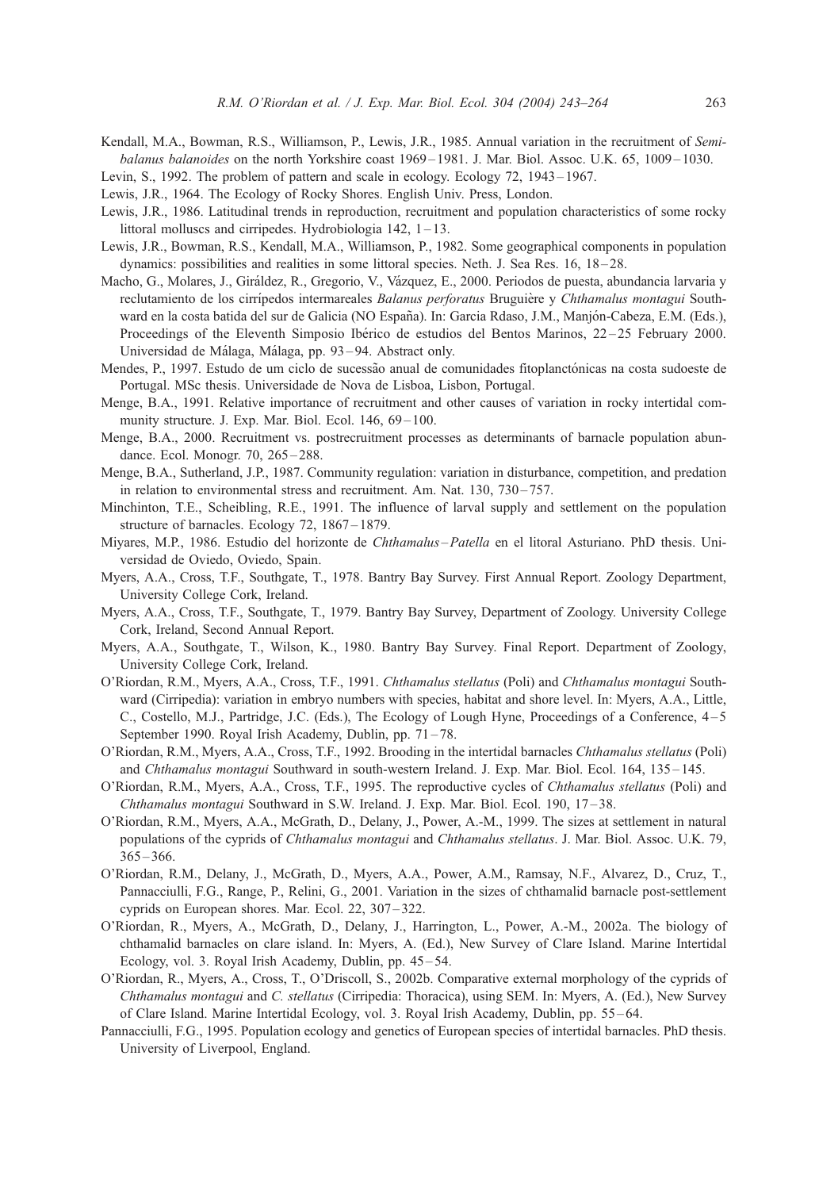Kendall, M.A., Bowman, R.S., Williamson, P., Lewis, J.R., 1985. Annual variation in the recruitment of *Semibalanus balanoides* on the north Yorkshire coast 1969–1981. J. Mar. Biol. Assoc. U.K. 65, 1009–1030.

Levin, S., 1992. The problem of pattern and scale in ecology. Ecology 72, 1943–1967.

Lewis, J.R., 1964. The Ecology of Rocky Shores. English Univ. Press, London.

Lewis, J.R., 1986. Latitudinal trends in reproduction, recruitment and population characteristics of some rocky littoral molluscs and cirripedes. Hydrobiologia 142, 1–13.

Lewis, J.R., Bowman, R.S., Kendall, M.A., Williamson, P., 1982. Some geographical components in population dynamics: possibilities and realities in some littoral species. Neth. J. Sea Res. 16, 18–28.

Macho, G., Molares, J., Giráldez, R., Gregorio, V., Vázquez, E., 2000. Periodos de puesta, abundancia larvaria y reclutamiento de los cirrípedos intermareales *Balanus perforatus* Bruguière y *Chthamalus montagui* Southward en la costa batida del sur de Galicia (NO España). In: Garcia Rdaso, J.M., Manjón-Cabeza, E.M. (Eds.), Proceedings of the Eleventh Simposio Ibérico de estudios del Bentos Marinos, 22–25 February 2000. Universidad de Málaga, Málaga, pp. 93–94. Abstract only.

Mendes, P., 1997. Estudo de um ciclo de sucessão anual de comunidades fitoplanctónicas na costa sudoeste de Portugal. MSc thesis. Universidade de Nova de Lisboa, Lisbon, Portugal.

Menge, B.A., 1991. Relative importance of recruitment and other causes of variation in rocky intertidal community structure. J. Exp. Mar. Biol. Ecol. 146, 69–100.

Menge, B.A., 2000. Recruitment vs. postrecruitment processes as determinants of barnacle population abundance. Ecol. Monogr. 70, 265–288.

Menge, B.A., Sutherland, J.P., 1987. Community regulation: variation in disturbance, competition, and predation in relation to environmental stress and recruitment. Am. Nat. 130, 730–757.

Minchinton, T.E., Scheibling, R.E., 1991. The influence of larval supply and settlement on the population structure of barnacles. Ecology 72, 1867–1879.

Miyares, M.P., 1986. Estudio del horizonte de *Chthamalus*–*Patella* en el litoral Asturiano. PhD thesis. Universidad de Oviedo, Oviedo, Spain.

Myers, A.A., Cross, T.F., Southgate, T., 1978. Bantry Bay Survey. First Annual Report. Zoology Department, University College Cork, Ireland.

Myers, A.A., Cross, T.F., Southgate, T., 1979. Bantry Bay Survey, Department of Zoology. University College Cork, Ireland, Second Annual Report.

Myers, A.A., Southgate, T., Wilson, K., 1980. Bantry Bay Survey. Final Report. Department of Zoology, University College Cork, Ireland.

O'Riordan, R.M., Myers, A.A., Cross, T.F., 1991. *Chthamalus stellatus* (Poli) and *Chthamalus montagui* Southward (Cirripedia): variation in embryo numbers with species, habitat and shore level. In: Myers, A.A., Little, C., Costello, M.J., Partridge, J.C. (Eds.), The Ecology of Lough Hyne, Proceedings of a Conference, 4–5 September 1990. Royal Irish Academy, Dublin, pp. 71–78.

O'Riordan, R.M., Myers, A.A., Cross, T.F., 1992. Brooding in the intertidal barnacles *Chthamalus stellatus* (Poli) and *Chthamalus montagui* Southward in south-western Ireland. J. Exp. Mar. Biol. Ecol. 164, 135–145.

O'Riordan, R.M., Myers, A.A., Cross, T.F., 1995. The reproductive cycles of *Chthamalus stellatus* (Poli) and *Chthamalus montagui* Southward in S.W. Ireland. J. Exp. Mar. Biol. Ecol. 190, 17–38.

O'Riordan, R.M., Myers, A.A., McGrath, D., Delany, J., Power, A.-M., 1999. The sizes at settlement in natural populations of the cyprids of *Chthamalus montagui* and *Chthamalus stellatus*. J. Mar. Biol. Assoc. U.K. 79, 365–366.

O'Riordan, R.M., Delany, J., McGrath, D., Myers, A.A., Power, A.M., Ramsay, N.F., Alvarez, D., Cruz, T., Pannacciulli, F.G., Range, P., Relini, G., 2001. Variation in the sizes of chthamalid barnacle post-settlement cyprids on European shores. Mar. Ecol. 22, 307–322.

O'Riordan, R., Myers, A., McGrath, D., Delany, J., Harrington, L., Power, A.-M., 2002a. The biology of chthamalid barnacles on clare island. In: Myers, A. (Ed.), New Survey of Clare Island. Marine Intertidal Ecology, vol. 3. Royal Irish Academy, Dublin, pp. 45–54.

O'Riordan, R., Myers, A., Cross, T., O'Driscoll, S., 2002b. Comparative external morphology of the cyprids of *Chthamalus montagui* and *C. stellatus* (Cirripedia: Thoracica), using SEM. In: Myers, A. (Ed.), New Survey of Clare Island. Marine Intertidal Ecology, vol. 3. Royal Irish Academy, Dublin, pp. 55–64.

Pannacciulli, F.G., 1995. Population ecology and genetics of European species of intertidal barnacles. PhD thesis. University of Liverpool, England.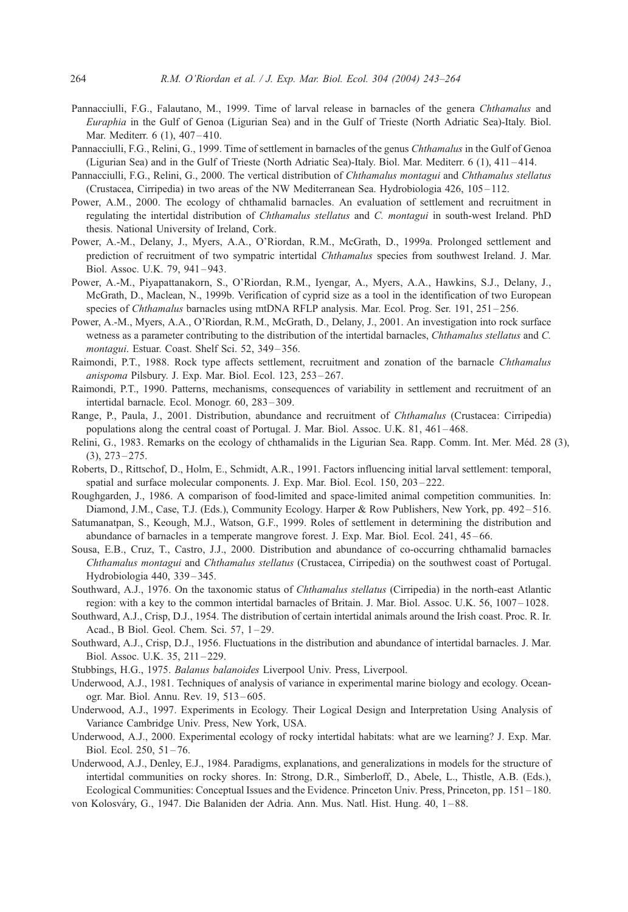Pannacciulli, F.G., Falautano, M., 1999. Time of larval release in barnacles of the genera *Chthamalus* and *Euraphia* in the Gulf of Genoa (Ligurian Sea) and in the Gulf of Trieste (North Adriatic Sea)-Italy. Biol. Mar. Mediterr. 6 (1), 407–410.

Pannacciulli, F.G., Relini, G., 1999. Time of settlement in barnacles of the genus *Chthamalus* in the Gulf of Genoa (Ligurian Sea) and in the Gulf of Trieste (North Adriatic Sea)-Italy. Biol. Mar. Mediterr. 6 (1), 411–414.

Pannacciulli, F.G., Relini, G., 2000. The vertical distribution of *Chthamalus montagui* and *Chthamalus stellatus* (Crustacea, Cirripedia) in two areas of the NW Mediterranean Sea. Hydrobiologia 426, 105–112.

Power, A.M., 2000. The ecology of chthamalid barnacles. An evaluation of settlement and recruitment in regulating the intertidal distribution of *Chthamalus stellatus* and *C. montagui* in south-west Ireland. PhD thesis. National University of Ireland, Cork.

Power, A.-M., Delany, J., Myers, A.A., O'Riordan, R.M., McGrath, D., 1999a. Prolonged settlement and prediction of recruitment of two sympatric intertidal *Chthamalus* species from southwest Ireland. J. Mar. Biol. Assoc. U.K. 79, 941–943.

Power, A.-M., Piyapattanakorn, S., O'Riordan, R.M., Iyengar, A., Myers, A.A., Hawkins, S.J., Delany, J., McGrath, D., Maclean, N., 1999b. Verification of cyprid size as a tool in the identification of two European species of *Chthamalus* barnacles using mtDNA RFLP analysis. Mar. Ecol. Prog. Ser. 191, 251–256.

Power, A.-M., Myers, A.A., O'Riordan, R.M., McGrath, D., Delany, J., 2001. An investigation into rock surface wetness as a parameter contributing to the distribution of the intertidal barnacles, *Chthamalus stellatus* and *C. montagui*. Estuar. Coast. Shelf Sci. 52, 349–356.

Raimondi, P.T., 1988. Rock type affects settlement, recruitment and zonation of the barnacle *Chthamalus anispoma* Pilsbury. J. Exp. Mar. Biol. Ecol. 123, 253–267.

Raimondi, P.T., 1990. Patterns, mechanisms, consequences of variability in settlement and recruitment of an intertidal barnacle. Ecol. Monogr. 60, 283–309.

Range, P., Paula, J., 2001. Distribution, abundance and recruitment of *Chthamalus* (Crustacea: Cirripedia) populations along the central coast of Portugal. J. Mar. Biol. Assoc. U.K. 81, 461–468.

Relini, G., 1983. Remarks on the ecology of chthamalids in the Ligurian Sea. Rapp. Comm. Int. Mer. Méd. 28 (3), (3), 273–275.

Roberts, D., Rittschof, D., Holm, E., Schmidt, A.R., 1991. Factors influencing initial larval settlement: temporal, spatial and surface molecular components. J. Exp. Mar. Biol. Ecol. 150, 203–222.

Roughgarden, J., 1986. A comparison of food-limited and space-limited animal competition communities. In: Diamond, J.M., Case, T.J. (Eds.), Community Ecology. Harper & Row Publishers, New York, pp. 492–516.

Satumanatpan, S., Keough, M.J., Watson, G.F., 1999. Roles of settlement in determining the distribution and abundance of barnacles in a temperate mangrove forest. J. Exp. Mar. Biol. Ecol. 241, 45–66.

Sousa, E.B., Cruz, T., Castro, J.J., 2000. Distribution and abundance of co-occurring chthamalid barnacles *Chthamalus montagui* and *Chthamalus stellatus* (Crustacea, Cirripedia) on the southwest coast of Portugal. Hydrobiologia 440, 339–345.

Southward, A.J., 1976. On the taxonomic status of *Chthamalus stellatus* (Cirripedia) in the north-east Atlantic region: with a key to the common intertidal barnacles of Britain. J. Mar. Biol. Assoc. U.K. 56, 1007–1028.

Southward, A.J., Crisp, D.J., 1954. The distribution of certain intertidal animals around the Irish coast. Proc. R. Ir. Acad., B Biol. Geol. Chem. Sci. 57, 1–29.

Southward, A.J., Crisp, D.J., 1956. Fluctuations in the distribution and abundance of intertidal barnacles. J. Mar. Biol. Assoc. U.K. 35, 211–229.

Stubbings, H.G., 1975. *Balanus balanoides* Liverpool Univ. Press, Liverpool.

Underwood, A.J., 1981. Techniques of analysis of variance in experimental marine biology and ecology. Oceanogr. Mar. Biol. Annu. Rev. 19, 513–605.

Underwood, A.J., 1997. Experiments in Ecology. Their Logical Design and Interpretation Using Analysis of Variance Cambridge Univ. Press, New York, USA.

Underwood, A.J., 2000. Experimental ecology of rocky intertidal habitats: what are we learning? J. Exp. Mar. Biol. Ecol. 250, 51–76.

Underwood, A.J., Denley, E.J., 1984. Paradigms, explanations, and generalizations in models for the structure of intertidal communities on rocky shores. In: Strong, D.R., Simberloff, D., Abele, L., Thistle, A.B. (Eds.), Ecological Communities: Conceptual Issues and the Evidence. Princeton Univ. Press, Princeton, pp. 151–180.

von Kolosváry, G., 1947. Die Balaniden der Adria. Ann. Mus. Natl. Hist. Hung. 40, 1–88.